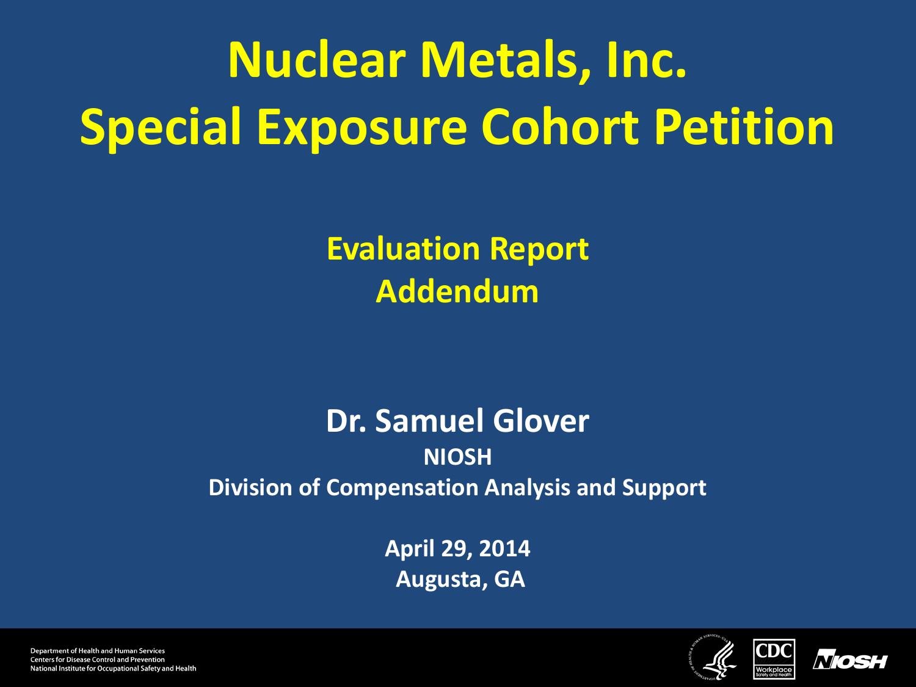# Nuclear Metals, Inc.
# Special Exposure Cohort Petition

## Evaluation Report
## Addendum

**Dr. Samuel Glover**

**NIOSH**

**Division of Compensation Analysis and Support**

**April 29, 2014**

**Augusta, GA**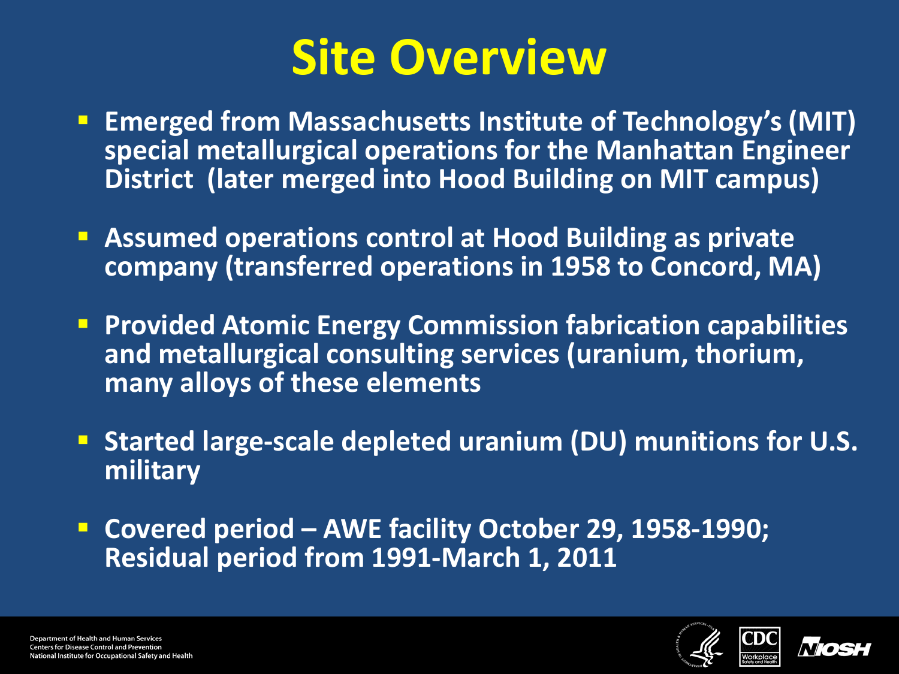# Site Overview

- Emerged from Massachusetts Institute of Technology's (MIT) special metallurgical operations for the Manhattan Engineer District (later merged into Hood Building on MIT campus)
- Assumed operations control at Hood Building as private company (transferred operations in 1958 to Concord, MA)
- Provided Atomic Energy Commission fabrication capabilities and metallurgical consulting services (uranium, thorium, many alloys of these elements
- Started large-scale depleted uranium (DU) munitions for U.S. military
- Covered period – AWE facility October 29, 1958-1990; Residual period from 1991-March 1, 2011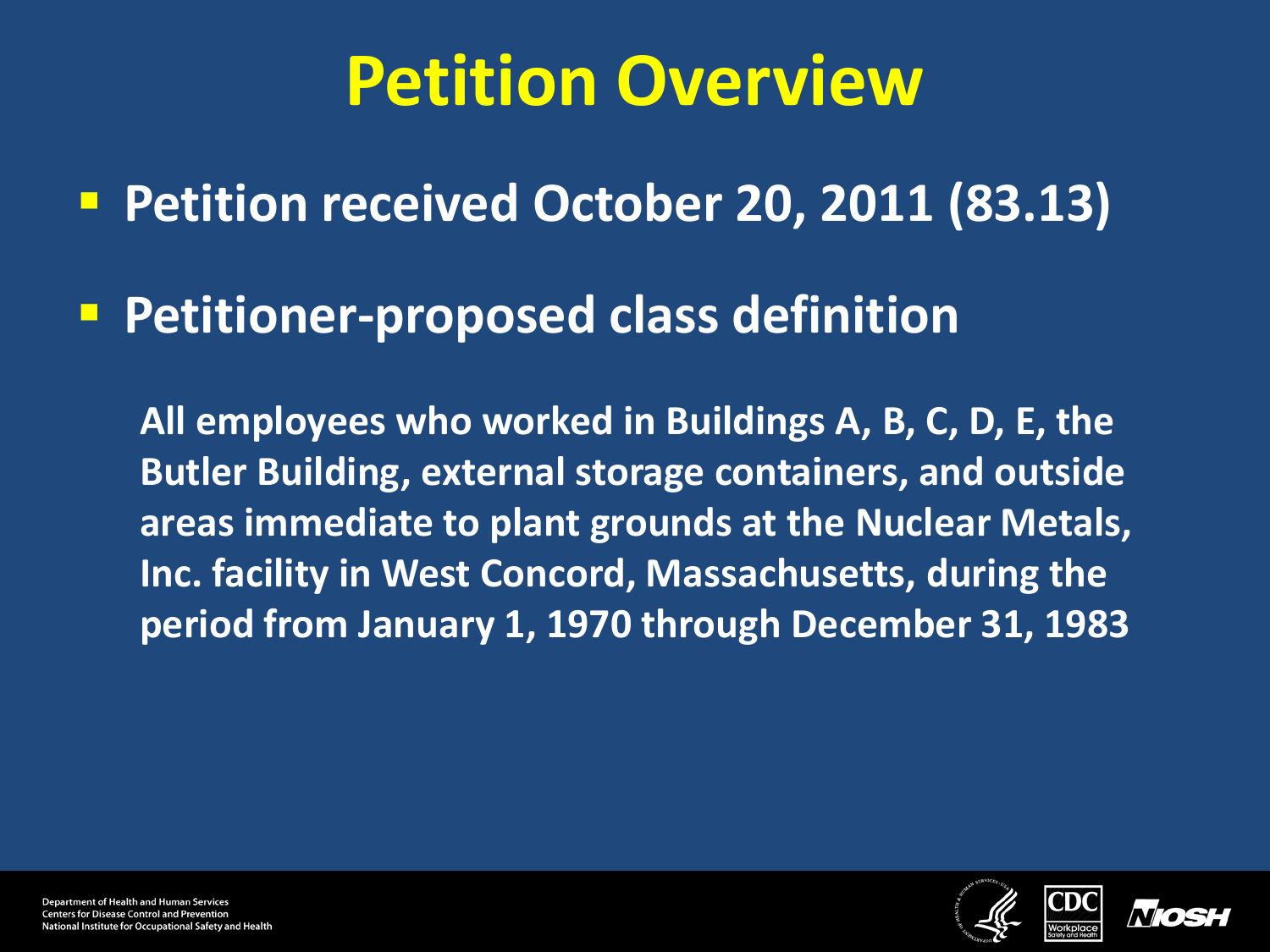# Petition Overview

- **Petition received October 20, 2011 (83.13)**
- **Petitioner-proposed class definition**

**All employees who worked in Buildings A, B, C, D, E, the Butler Building, external storage containers, and outside areas immediate to plant grounds at the Nuclear Metals, Inc. facility in West Concord, Massachusetts, during the period from January 1, 1970 through December 31, 1983**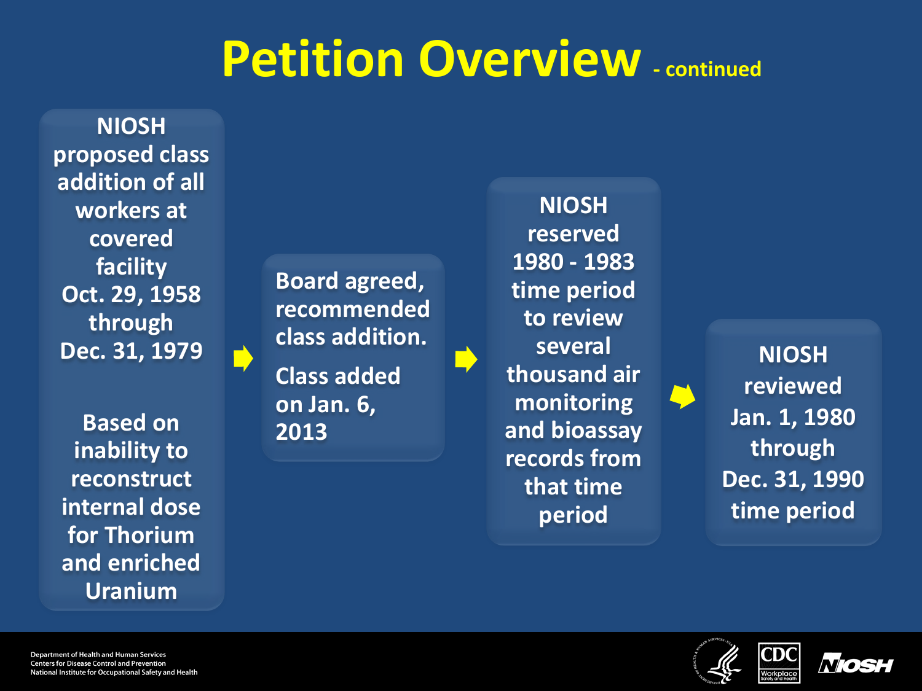# Petition Overview - continued

NIOSH proposed class addition of all workers at covered facility Oct. 29, 1958 through Dec. 31, 1979

Based on inability to reconstruct internal dose for Thorium and enriched Uranium

Board agreed, recommended class addition.

Class added on Jan. 6, 2013

NIOSH reserved 1980 - 1983 time period to review several thousand air monitoring and bioassay records from that time period

NIOSH reviewed Jan. 1, 1980 through Dec. 31, 1990 time period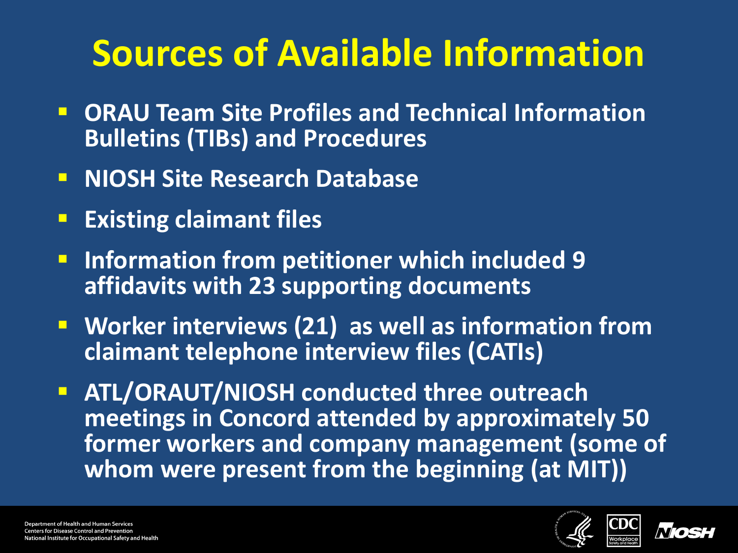# Sources of Available Information

- ORAU Team Site Profiles and Technical Information Bulletins (TIBs) and Procedures
- NIOSH Site Research Database
- Existing claimant files
- Information from petitioner which included 9 affidavits with 23 supporting documents
- Worker interviews (21) as well as information from claimant telephone interview files (CATIs)
- ATL/ORAUT/NIOSH conducted three outreach meetings in Concord attended by approximately 50 former workers and company management (some of whom were present from the beginning (at MIT))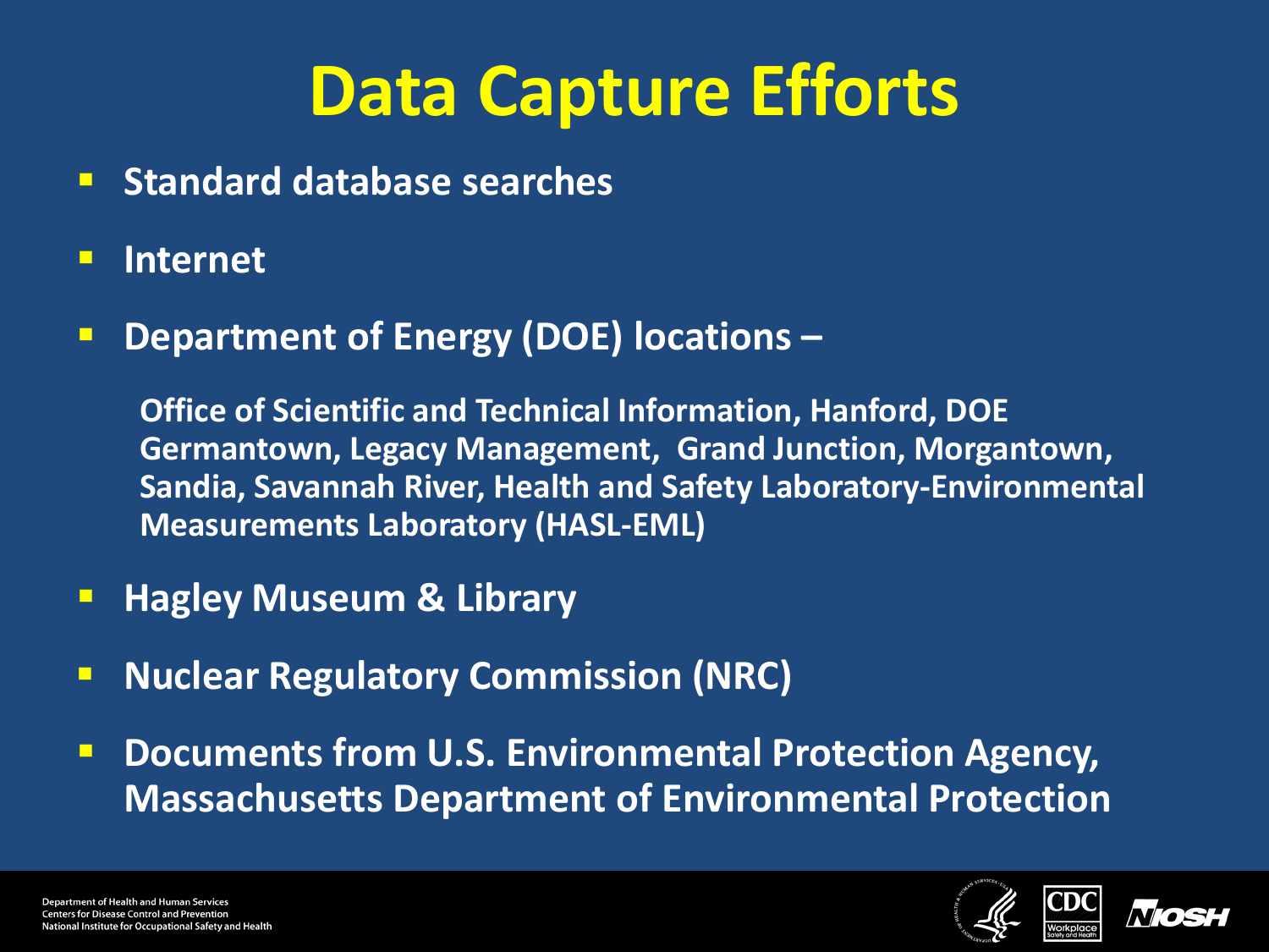# Data Capture Efforts

- Standard database searches
- Internet
- Department of Energy (DOE) locations –

  Office of Scientific and Technical Information, Hanford, DOE Germantown, Legacy Management, Grand Junction, Morgantown, Sandia, Savannah River, Health and Safety Laboratory-Environmental Measurements Laboratory (HASL-EML)

- Hagley Museum & Library
- Nuclear Regulatory Commission (NRC)
- Documents from U.S. Environmental Protection Agency, Massachusetts Department of Environmental Protection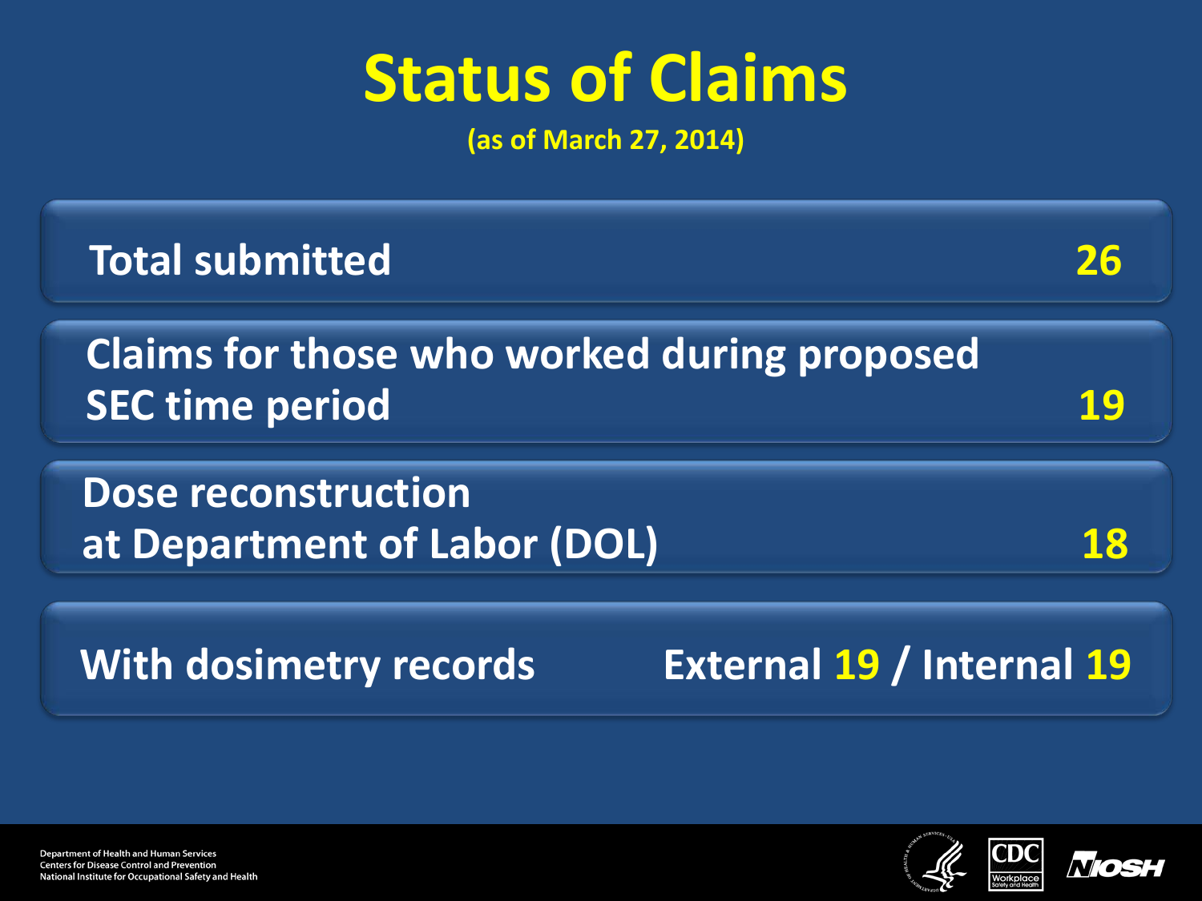# Status of Claims

(as of March 27, 2014)

| Status | Count |
|---|---|
| Total submitted | 26 |
| Claims for those who worked during proposed SEC time period | 19 |
| Dose reconstruction at Department of Labor (DOL) | 18 |
| With dosimetry records | External 19 / Internal 19 |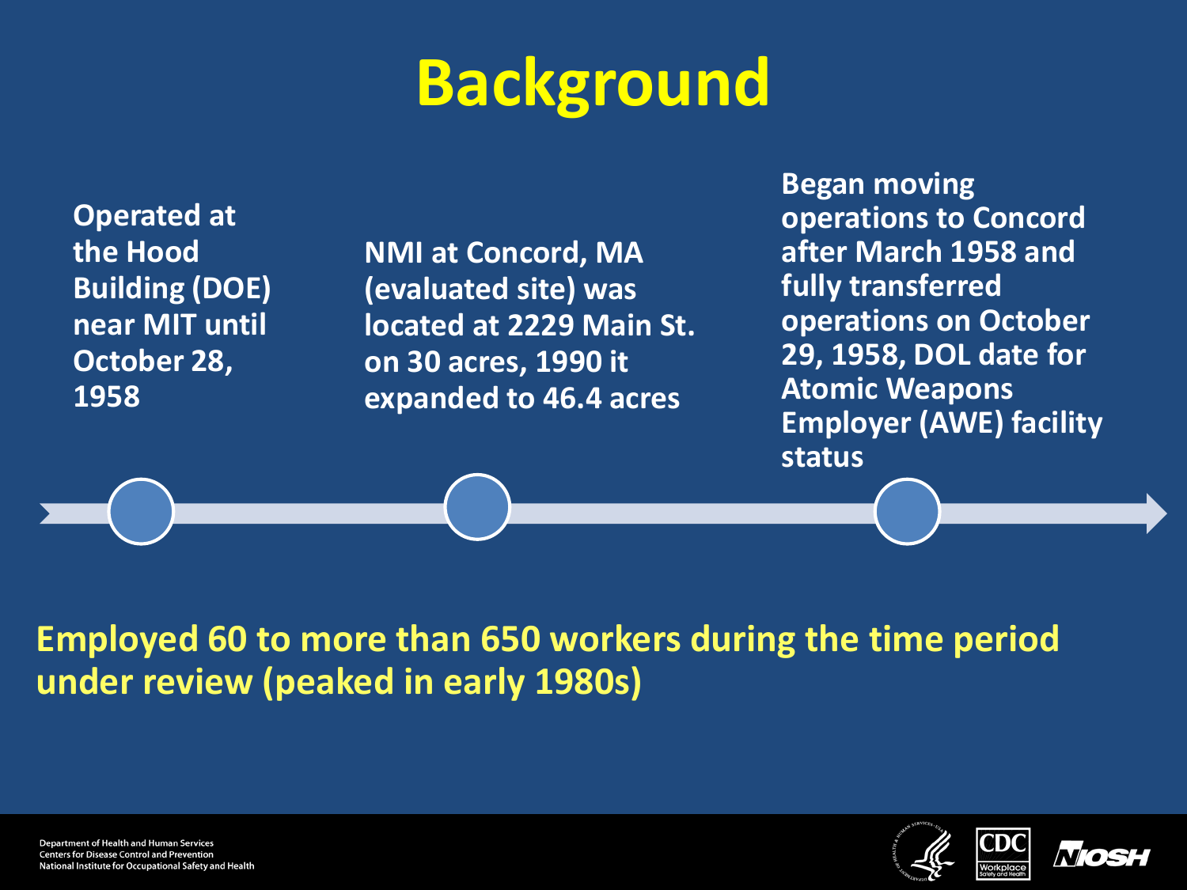# Background

- Operated at the Hood Building (DOE) near MIT until October 28, 1958
- NMI at Concord, MA (evaluated site) was located at 2229 Main St. on 30 acres, 1990 it expanded to 46.4 acres
- Began moving operations to Concord after March 1958 and fully transferred operations on October 29, 1958, DOL date for Atomic Weapons Employer (AWE) facility status

**Employed 60 to more than 650 workers during the time period under review (peaked in early 1980s)**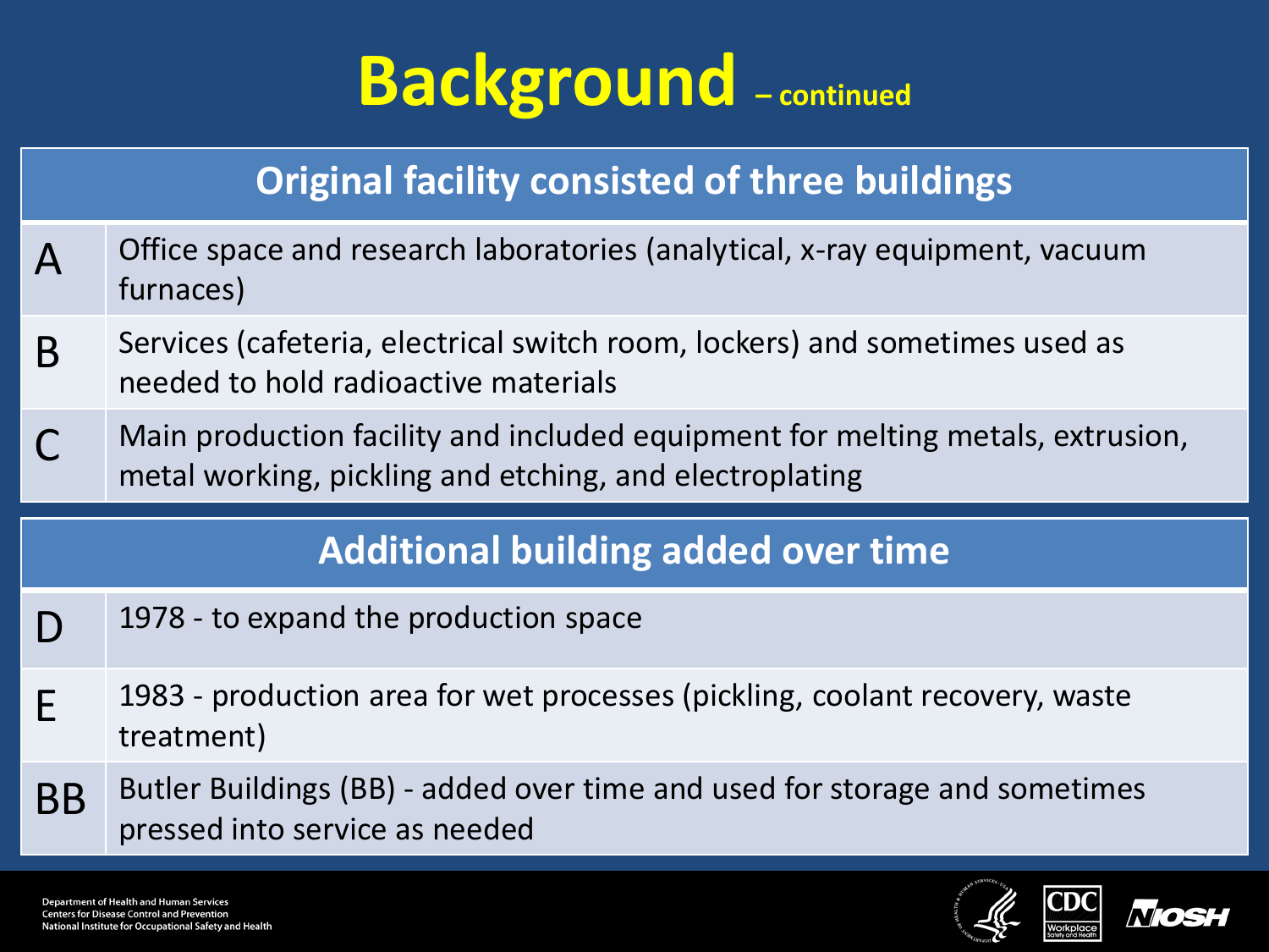# Background – continued

| Original facility consisted of three buildings | |
|---|---|
| A | Office space and research laboratories (analytical, x-ray equipment, vacuum furnaces) |
| B | Services (cafeteria, electrical switch room, lockers) and sometimes used as needed to hold radioactive materials |
| C | Main production facility and included equipment for melting metals, extrusion, metal working, pickling and etching, and electroplating |

| Additional building added over time | |
|---|---|
| D | 1978 - to expand the production space |
| E | 1983 - production area for wet processes (pickling, coolant recovery, waste treatment) |
| BB | Butler Buildings (BB) - added over time and used for storage and sometimes pressed into service as needed |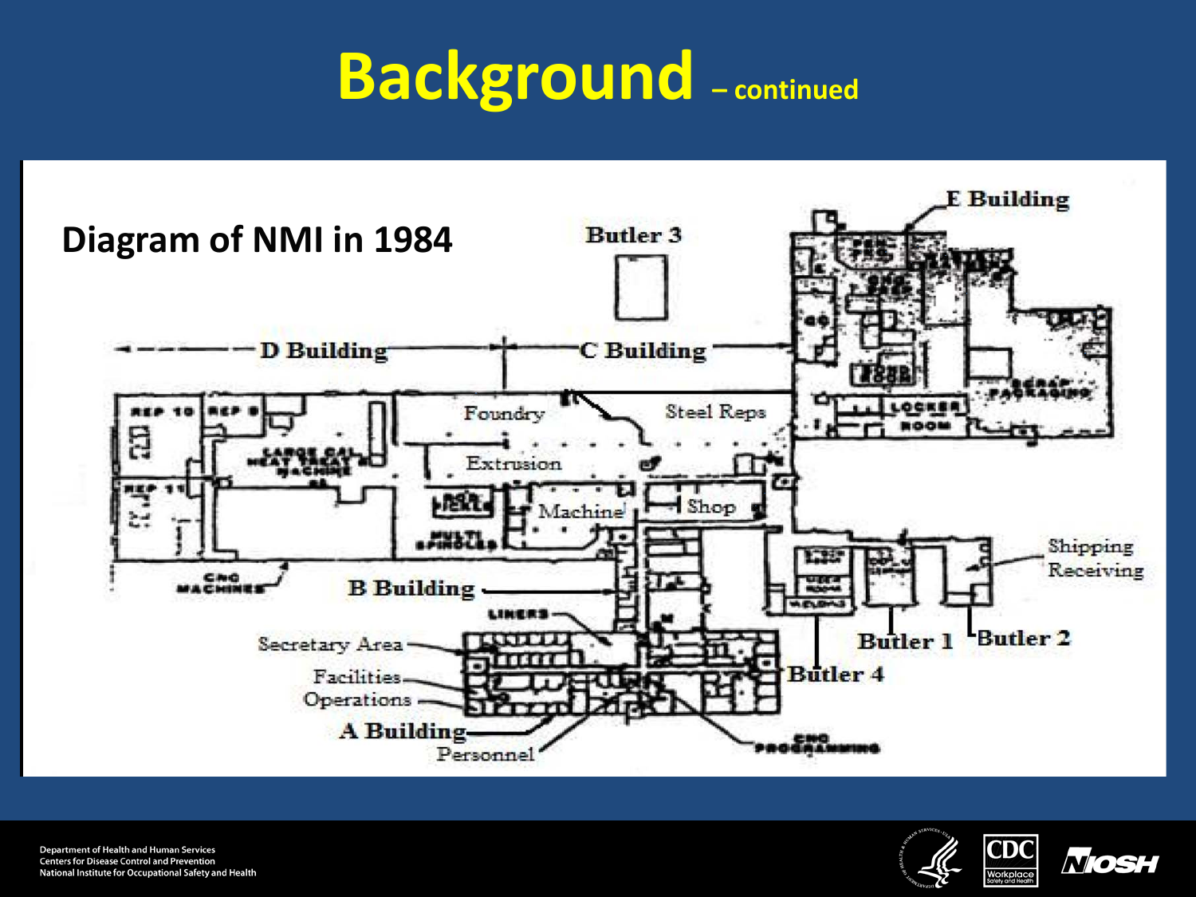# Background – continued

**Diagram of NMI in 1984**

Butler 3

E Building

D Building

C Building

REP 10

REP 8

REP 11

LARGE CAL HEAT TREAT & MACHINE

Foundry

Steel Reps

Extrusion

Machine

Shop

MULTI SPINDLES

LOCKER ROOM

SCRAP PACKAGING

CNC MACHINES

B Building

LINERS

Secretary Area

Facilities

Operations

A Building

Personnel

CNC PROGRAMMING

Shipping Receiving

Butler 1

Butler 2

Butler 4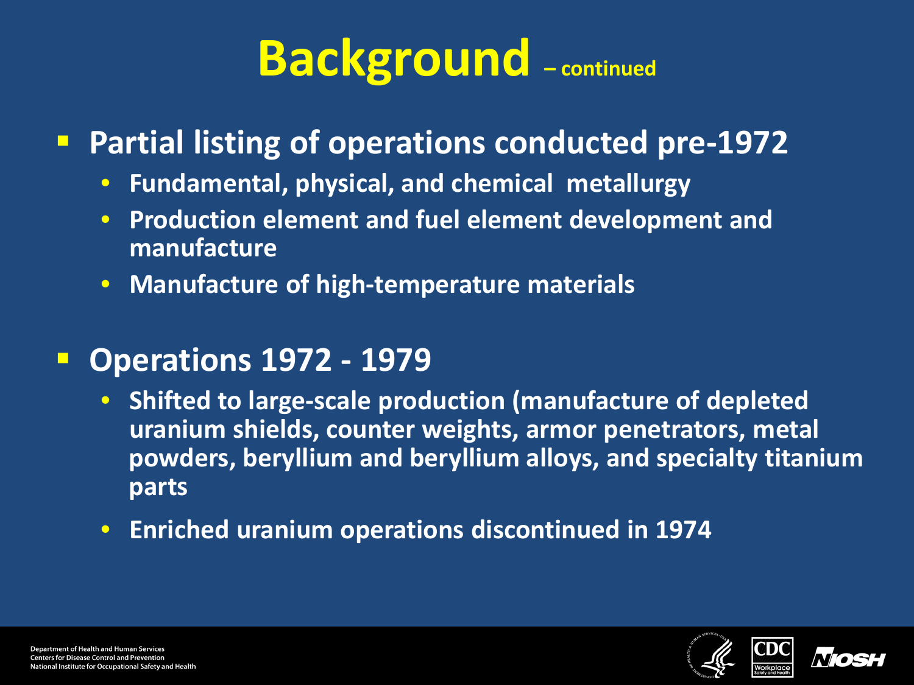# Background – continued

- **Partial listing of operations conducted pre-1972**
  - **Fundamental, physical, and chemical metallurgy**
  - **Production element and fuel element development and manufacture**
  - **Manufacture of high-temperature materials**

- **Operations 1972 - 1979**
  - **Shifted to large-scale production (manufacture of depleted uranium shields, counter weights, armor penetrators, metal powders, beryllium and beryllium alloys, and specialty titanium parts**
  - **Enriched uranium operations discontinued in 1974**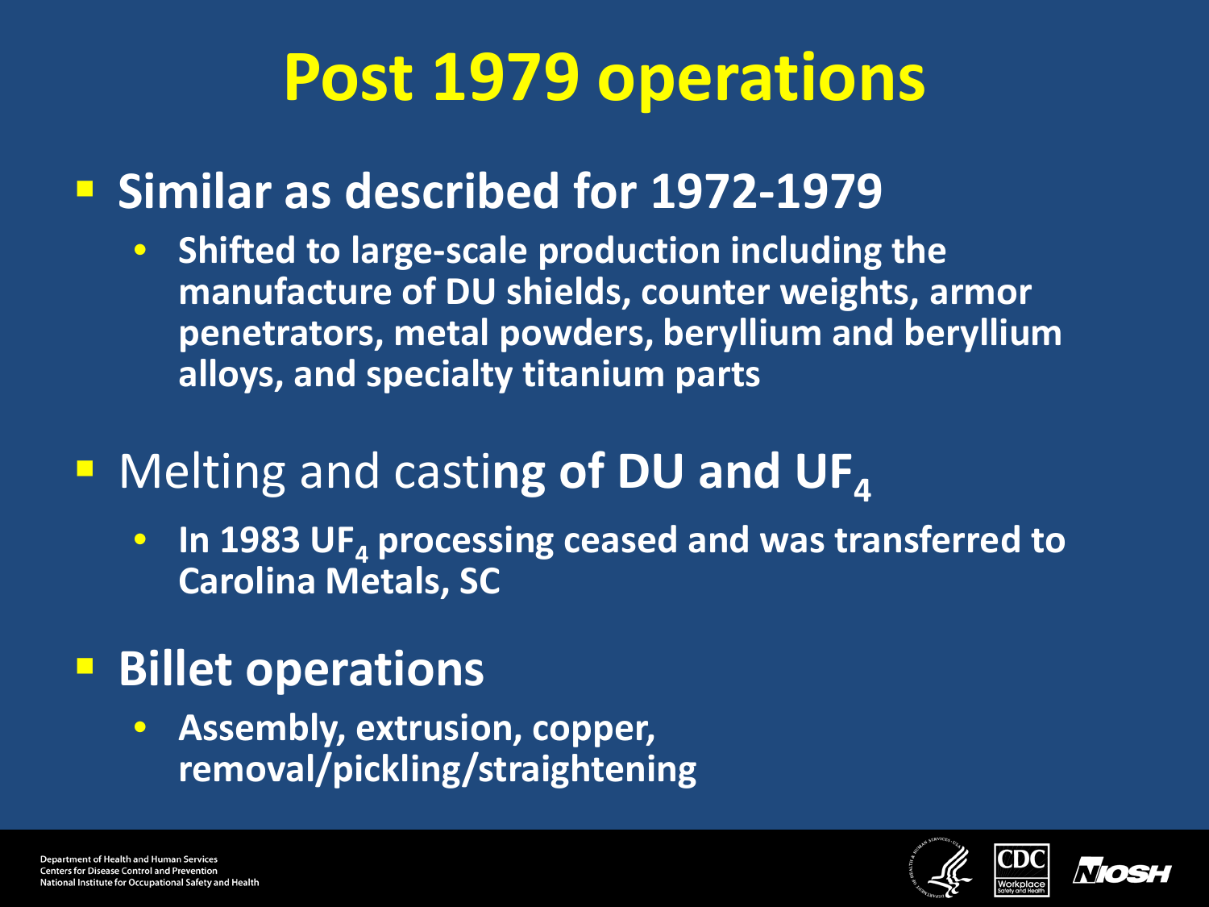# Post 1979 operations

- **Similar as described for 1972-1979**
  - **Shifted to large-scale production including the manufacture of DU shields, counter weights, armor penetrators, metal powders, beryllium and beryllium alloys, and specialty titanium parts**
- Melting and casti**ng of DU and $UF_4$**
  - **In 1983 $UF_4$ processing ceased and was transferred to Carolina Metals, SC**
- **Billet operations**
  - **Assembly, extrusion, copper, removal/pickling/straightening**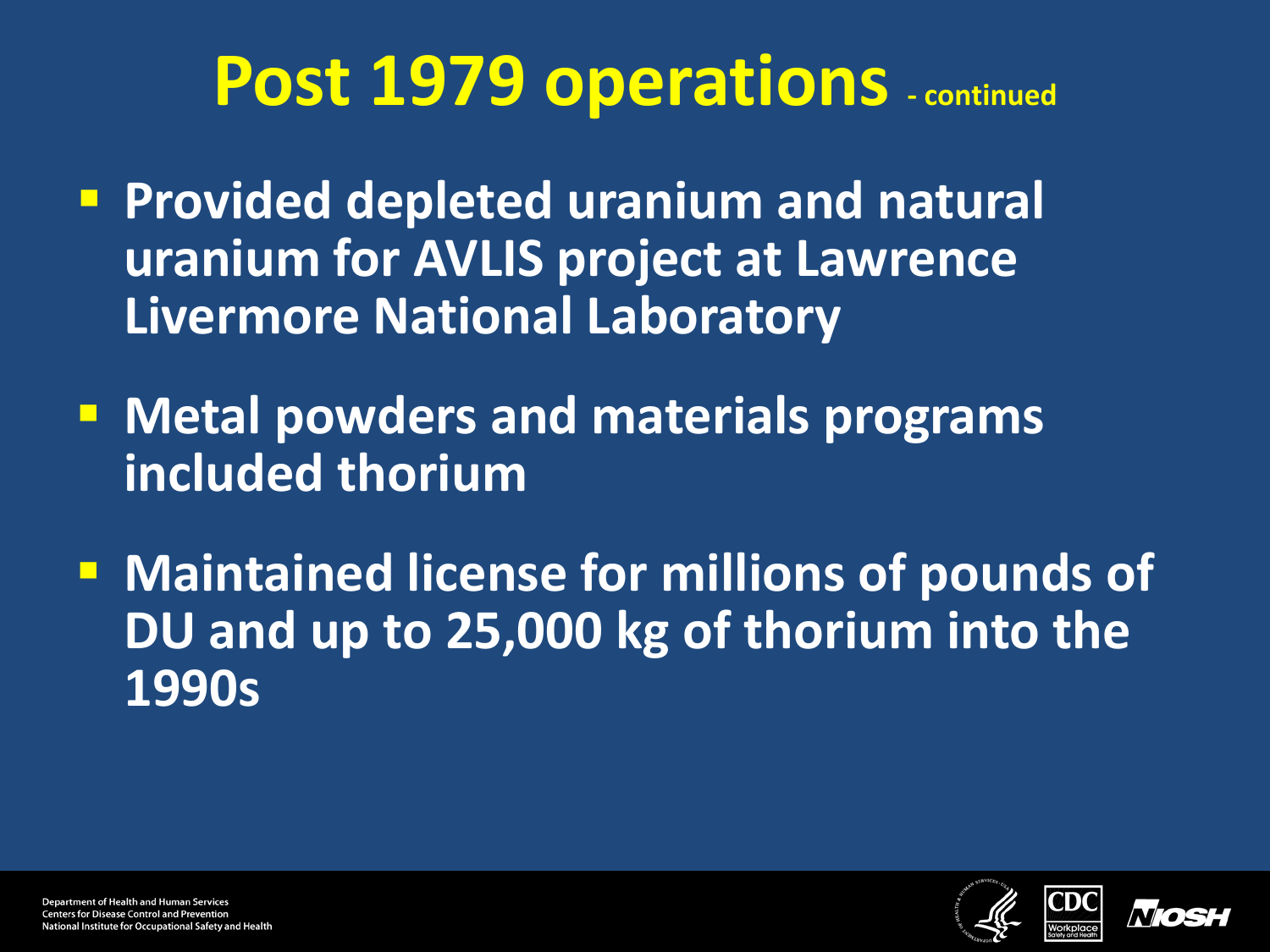# Post 1979 operations - continued

- Provided depleted uranium and natural uranium for AVLIS project at Lawrence Livermore National Laboratory
- Metal powders and materials programs included thorium
- Maintained license for millions of pounds of DU and up to 25,000 kg of thorium into the 1990s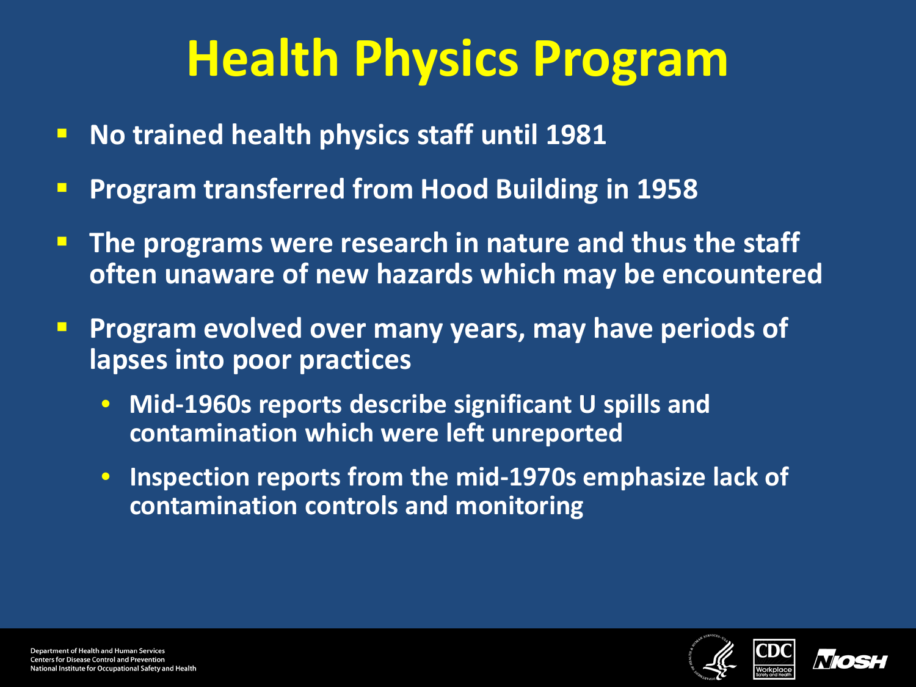# Health Physics Program

- No trained health physics staff until 1981
- Program transferred from Hood Building in 1958
- The programs were research in nature and thus the staff often unaware of new hazards which may be encountered
- Program evolved over many years, may have periods of lapses into poor practices
  - Mid-1960s reports describe significant U spills and contamination which were left unreported
  - Inspection reports from the mid-1970s emphasize lack of contamination controls and monitoring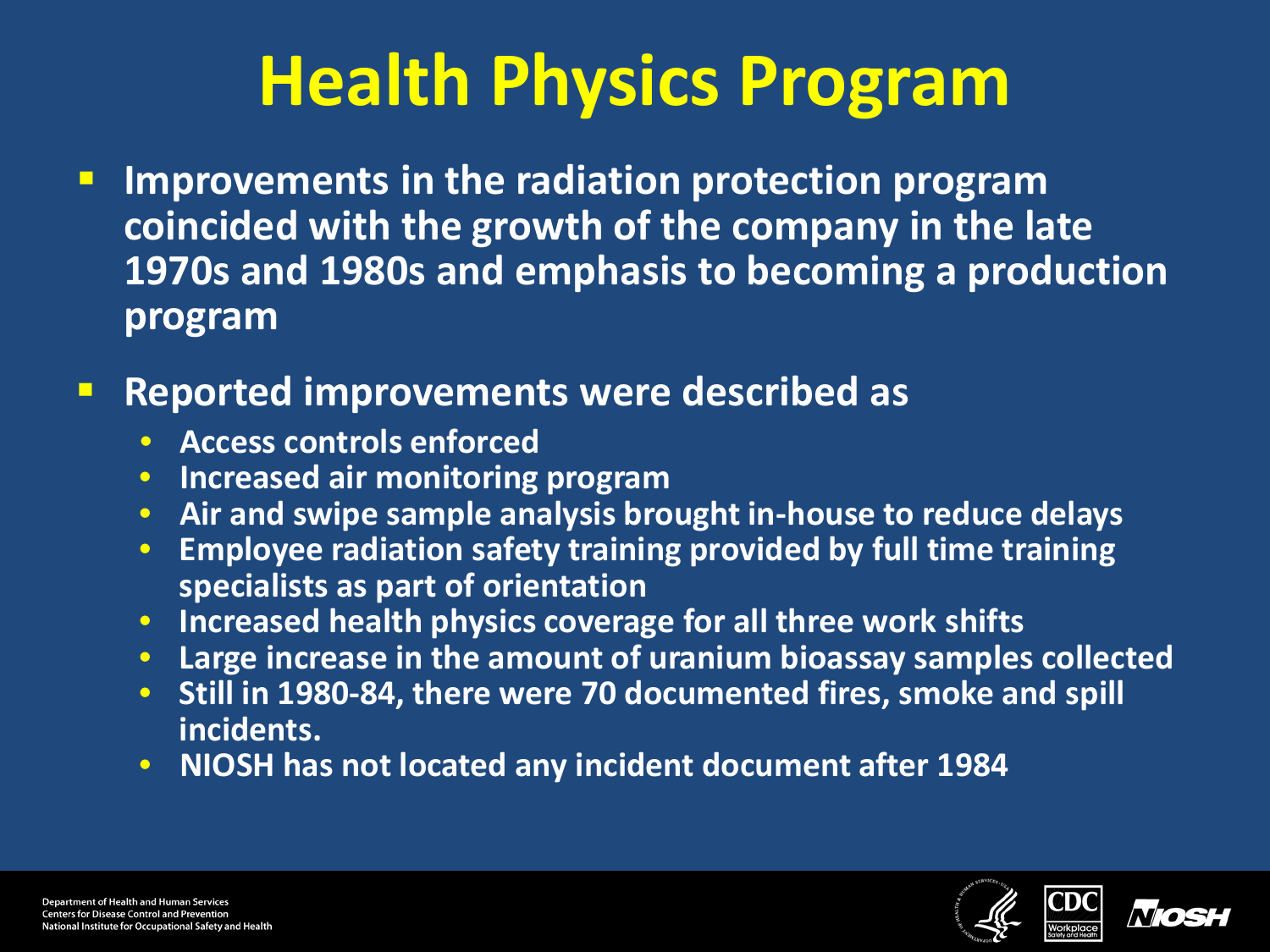# Health Physics Program

- **Improvements in the radiation protection program coincided with the growth of the company in the late 1970s and 1980s and emphasis to becoming a production program**
- **Reported improvements were described as**
  - **Access controls enforced**
  - **Increased air monitoring program**
  - **Air and swipe sample analysis brought in-house to reduce delays**
  - **Employee radiation safety training provided by full time training specialists as part of orientation**
  - **Increased health physics coverage for all three work shifts**
  - **Large increase in the amount of uranium bioassay samples collected**
  - **Still in 1980-84, there were 70 documented fires, smoke and spill incidents.**
  - **NIOSH has not located any incident document after 1984**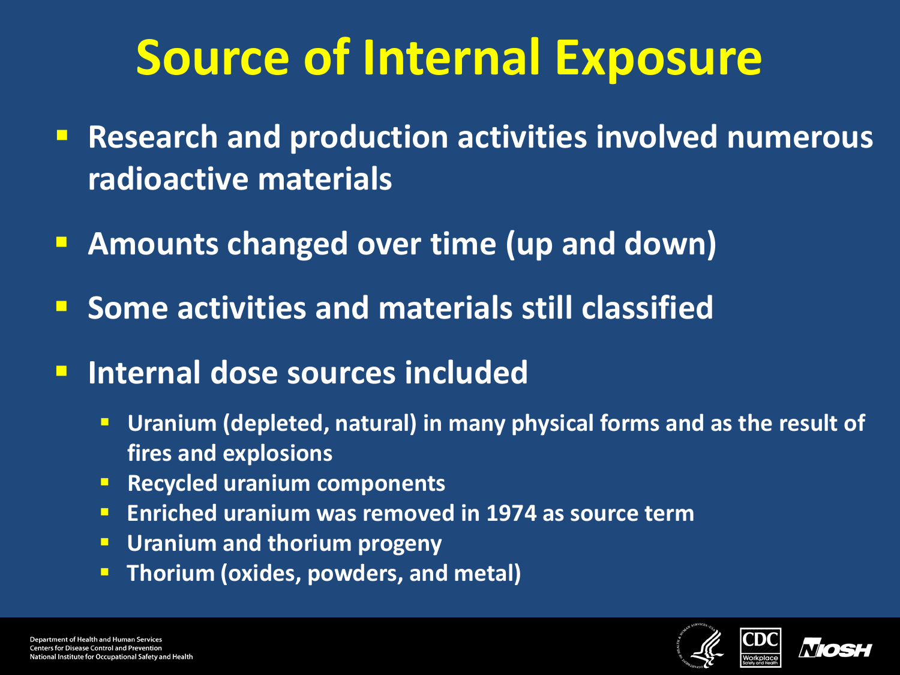# Source of Internal Exposure

- Research and production activities involved numerous radioactive materials
- Amounts changed over time (up and down)
- Some activities and materials still classified
- Internal dose sources included
  - Uranium (depleted, natural) in many physical forms and as the result of fires and explosions
  - Recycled uranium components
  - Enriched uranium was removed in 1974 as source term
  - Uranium and thorium progeny
  - Thorium (oxides, powders, and metal)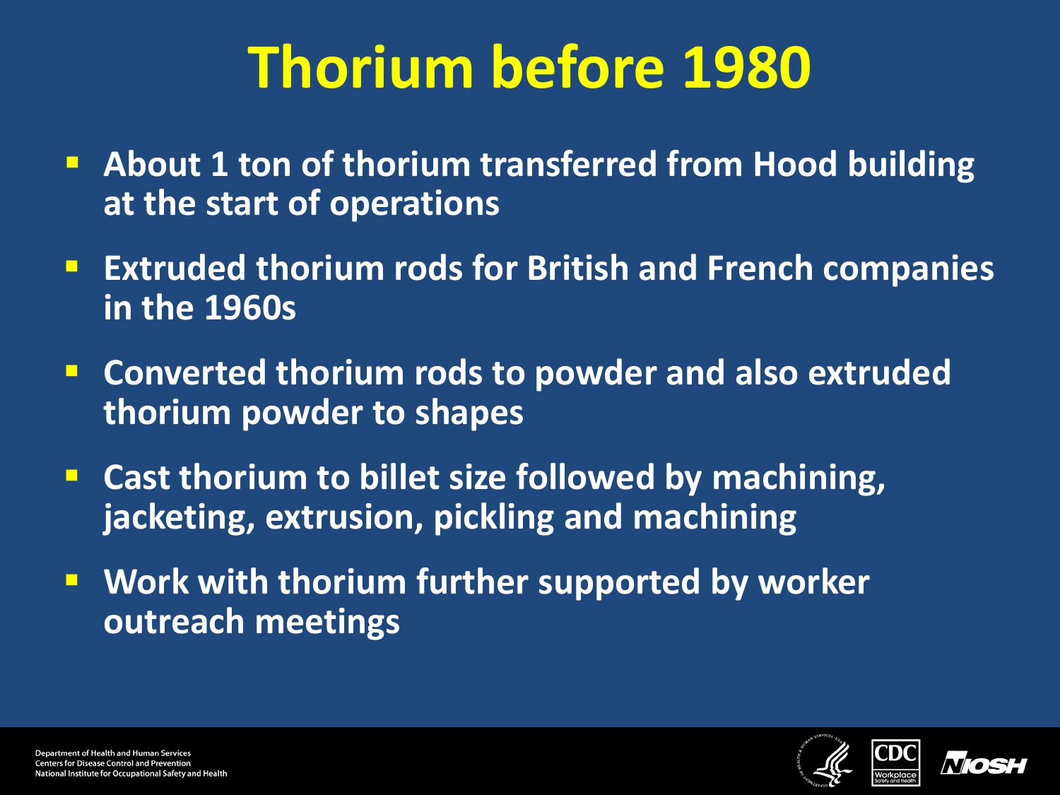# Thorium before 1980

- About 1 ton of thorium transferred from Hood building at the start of operations
- Extruded thorium rods for British and French companies in the 1960s
- Converted thorium rods to powder and also extruded thorium powder to shapes
- Cast thorium to billet size followed by machining, jacketing, extrusion, pickling and machining
- Work with thorium further supported by worker outreach meetings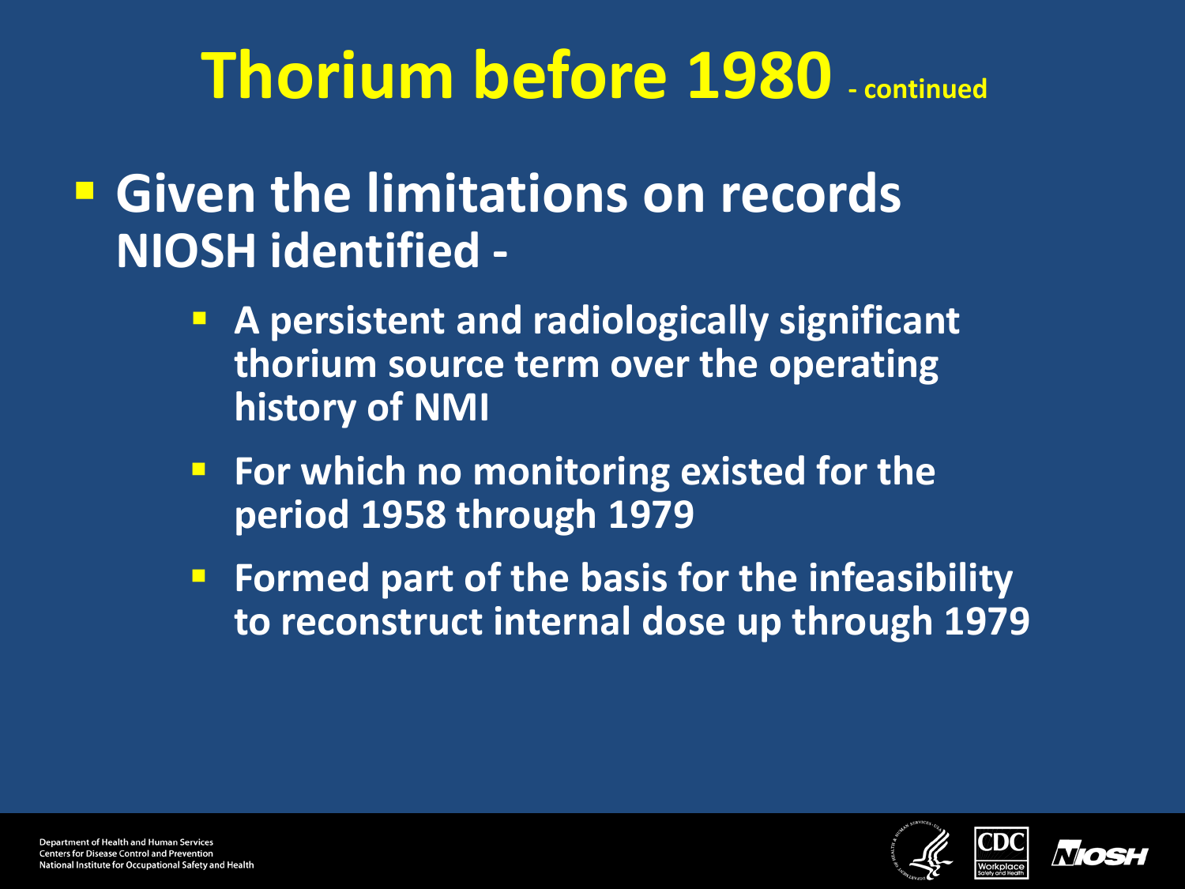# Thorium before 1980 - continued

- **Given the limitations on records NIOSH identified -**
  - **A persistent and radiologically significant thorium source term over the operating history of NMI**
  - **For which no monitoring existed for the period 1958 through 1979**
  - **Formed part of the basis for the infeasibility to reconstruct internal dose up through 1979**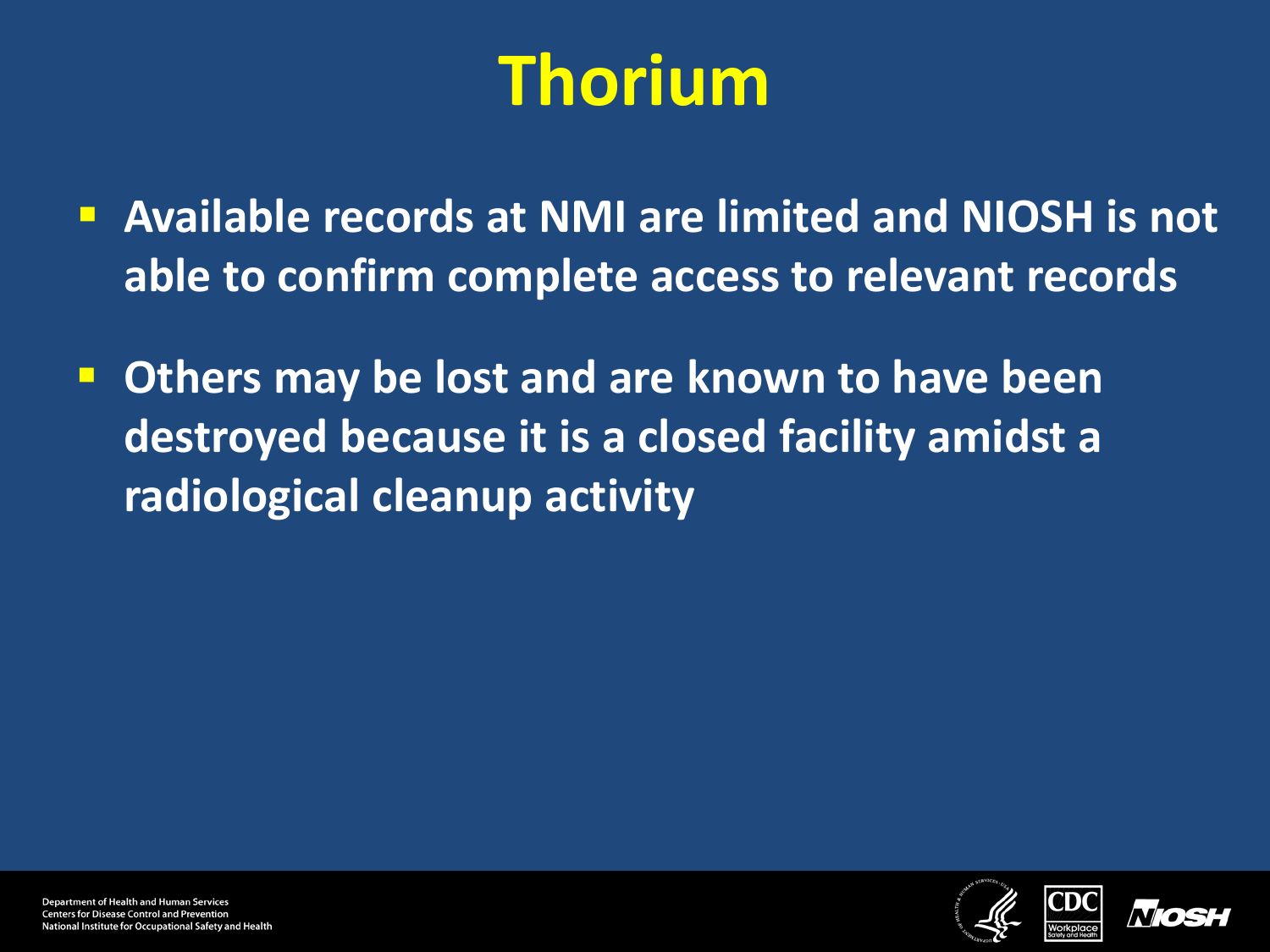# Thorium

- Available records at NMI are limited and NIOSH is not able to confirm complete access to relevant records
- Others may be lost and are known to have been destroyed because it is a closed facility amidst a radiological cleanup activity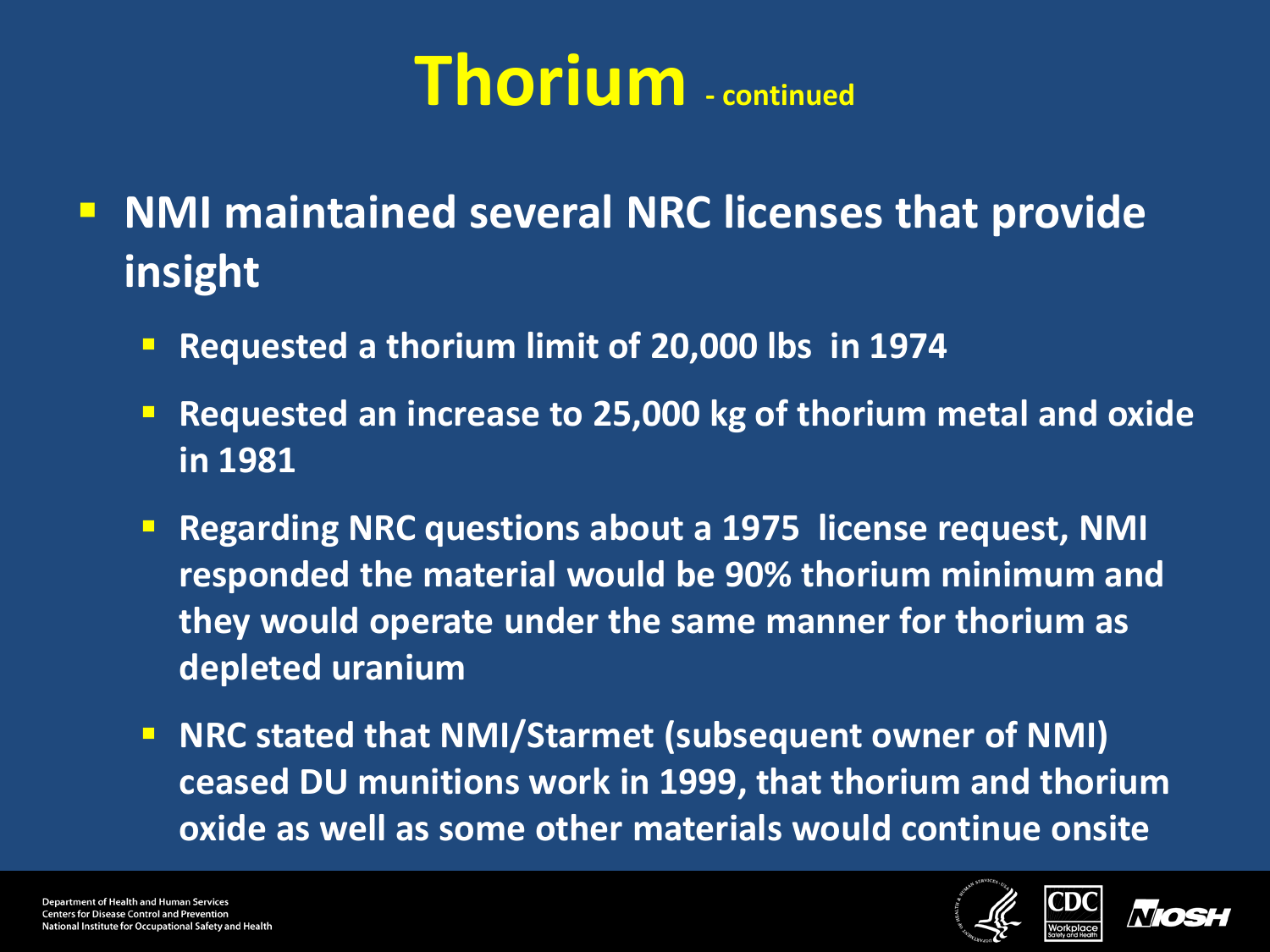# Thorium - continued

- NMI maintained several NRC licenses that provide insight
  - Requested a thorium limit of 20,000 lbs in 1974
  - Requested an increase to 25,000 kg of thorium metal and oxide in 1981
  - Regarding NRC questions about a 1975 license request, NMI responded the material would be 90% thorium minimum and they would operate under the same manner for thorium as depleted uranium
  - NRC stated that NMI/Starmet (subsequent owner of NMI) ceased DU munitions work in 1999, that thorium and thorium oxide as well as some other materials would continue onsite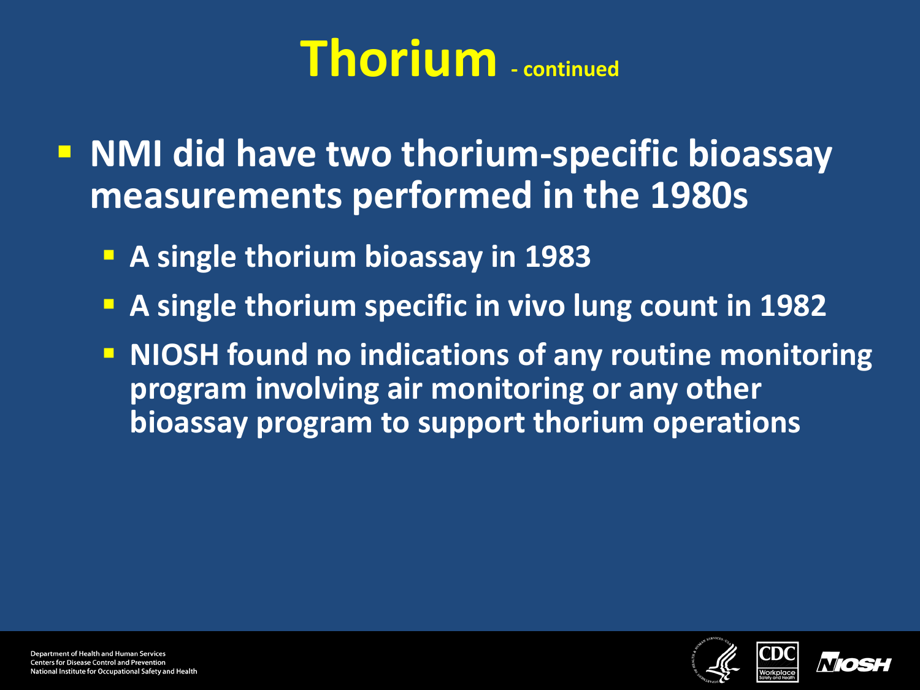# Thorium - continued

- NMI did have two thorium-specific bioassay measurements performed in the 1980s
  - A single thorium bioassay in 1983
  - A single thorium specific in vivo lung count in 1982
  - NIOSH found no indications of any routine monitoring program involving air monitoring or any other bioassay program to support thorium operations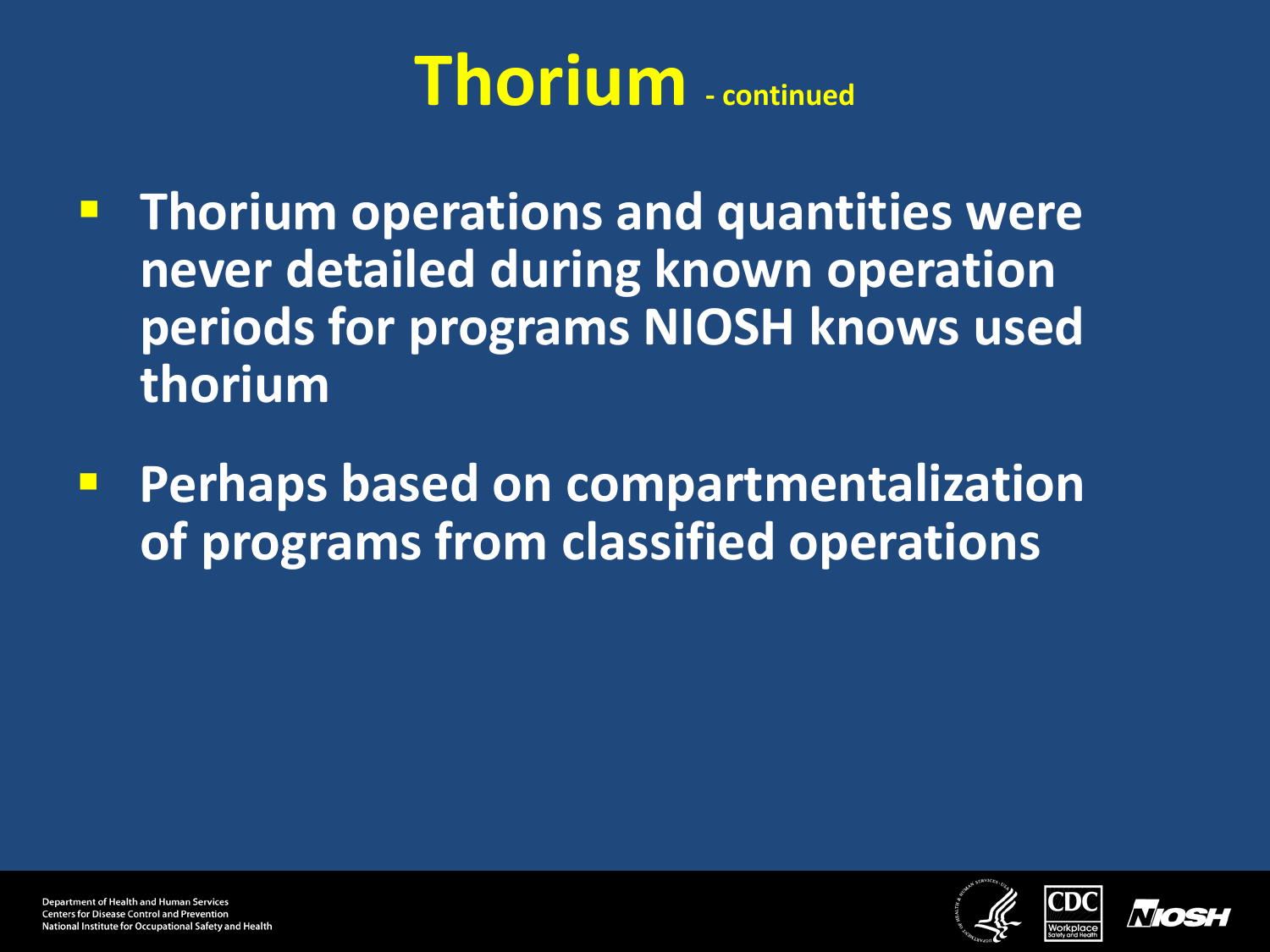# Thorium - continued

- Thorium operations and quantities were never detailed during known operation periods for programs NIOSH knows used thorium
- Perhaps based on compartmentalization of programs from classified operations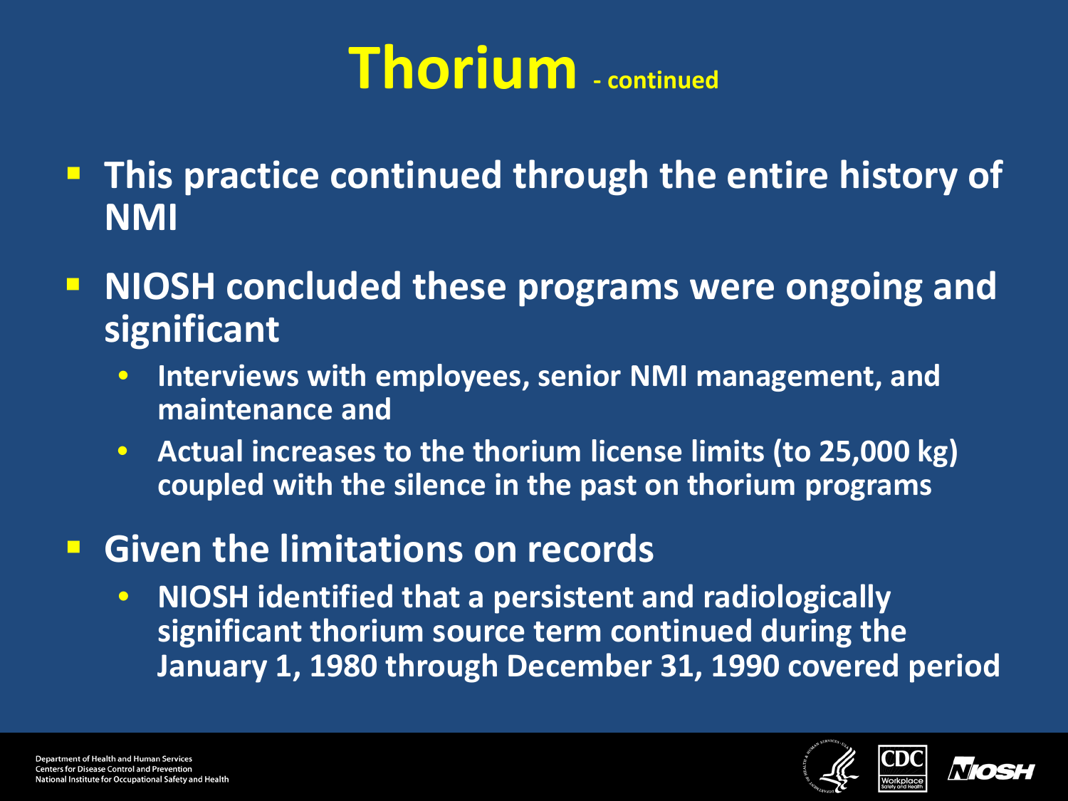# Thorium - continued

- This practice continued through the entire history of NMI
- NIOSH concluded these programs were ongoing and significant
  - Interviews with employees, senior NMI management, and maintenance and
  - Actual increases to the thorium license limits (to 25,000 kg) coupled with the silence in the past on thorium programs
- Given the limitations on records
  - NIOSH identified that a persistent and radiologically significant thorium source term continued during the January 1, 1980 through December 31, 1990 covered period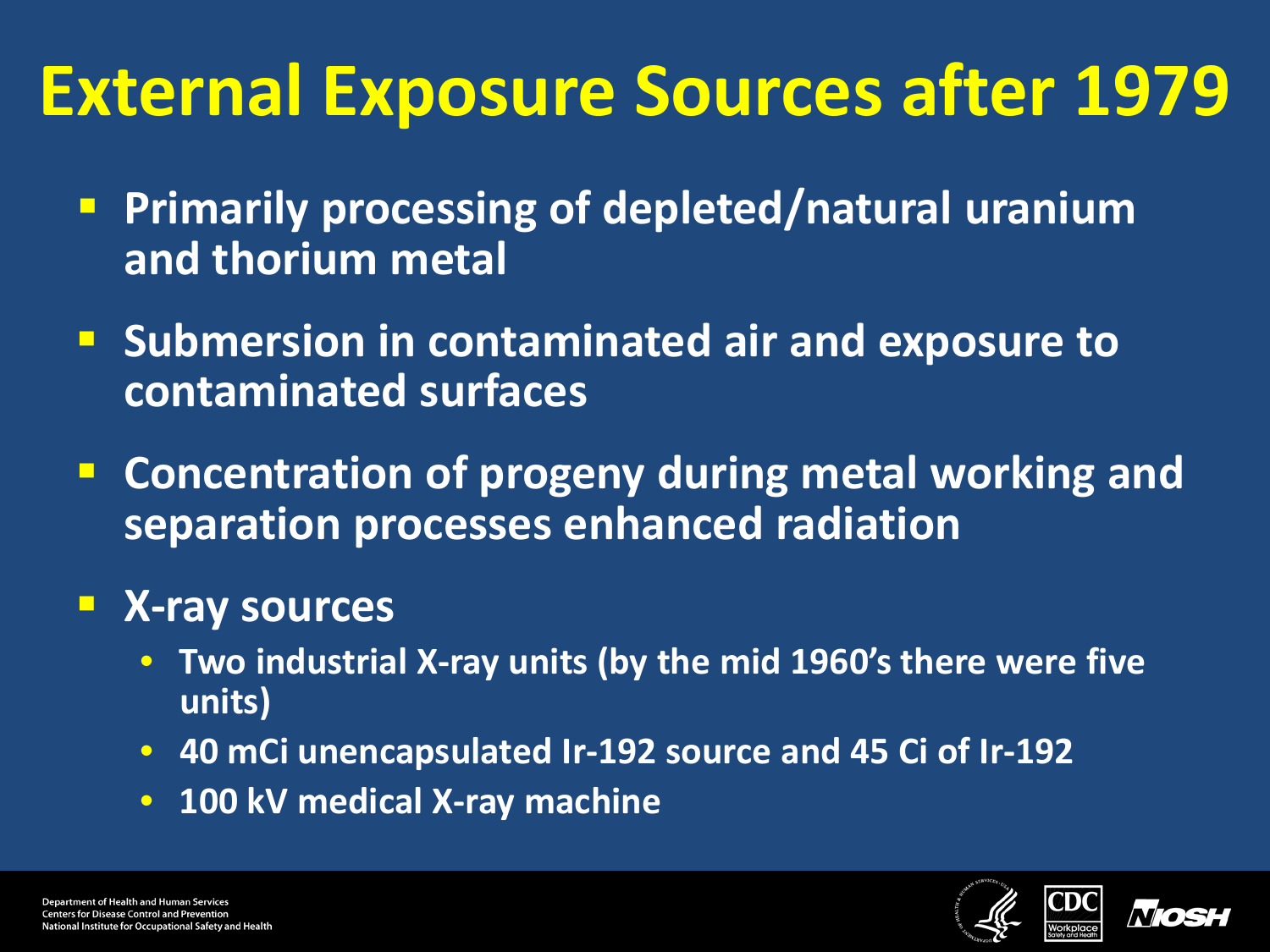# External Exposure Sources after 1979

- Primarily processing of depleted/natural uranium and thorium metal
- Submersion in contaminated air and exposure to contaminated surfaces
- Concentration of progeny during metal working and separation processes enhanced radiation
- X-ray sources
  - Two industrial X-ray units (by the mid 1960's there were five units)
  - 40 mCi unencapsulated Ir-192 source and 45 Ci of Ir-192
  - 100 kV medical X-ray machine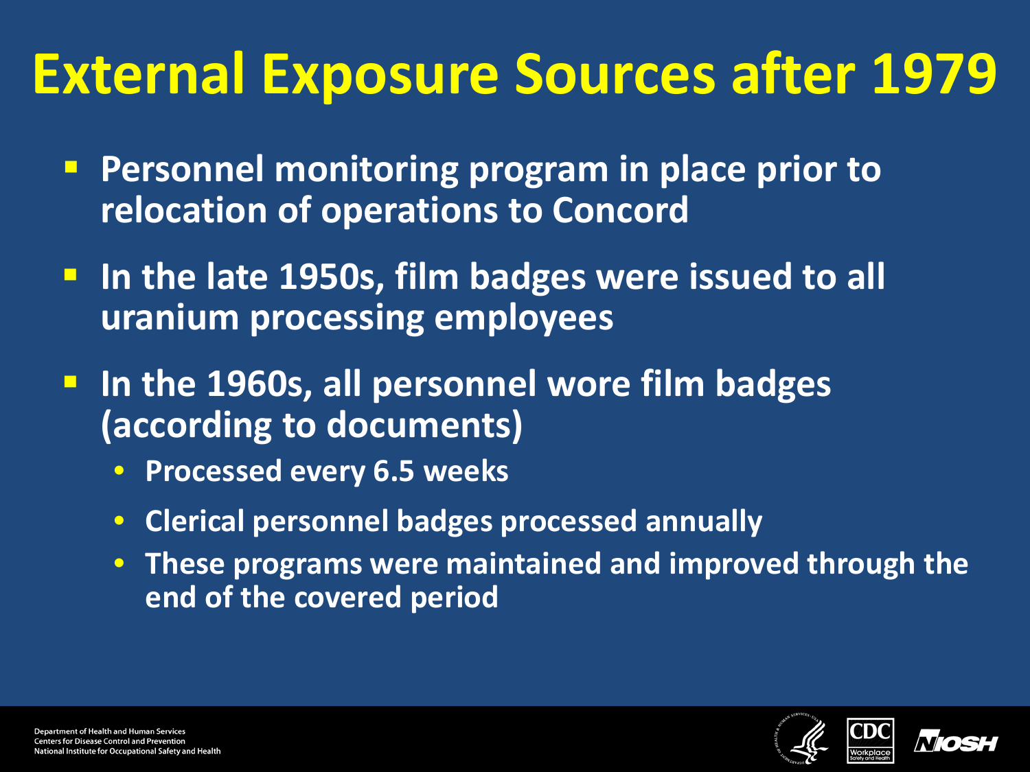# External Exposure Sources after 1979

- Personnel monitoring program in place prior to relocation of operations to Concord
- In the late 1950s, film badges were issued to all uranium processing employees
- In the 1960s, all personnel wore film badges (according to documents)
  - Processed every 6.5 weeks
  - Clerical personnel badges processed annually
  - These programs were maintained and improved through the end of the covered period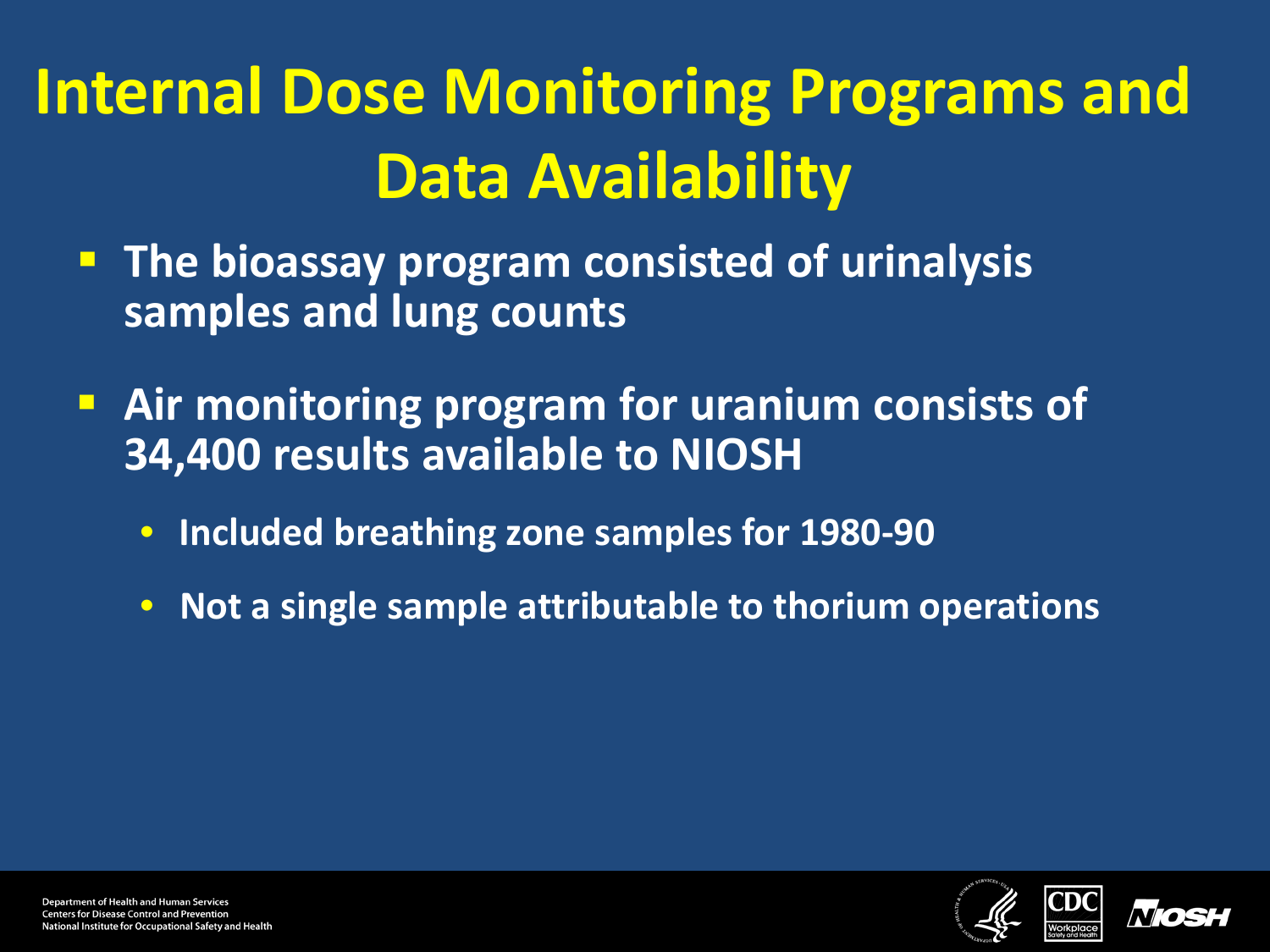# Internal Dose Monitoring Programs and Data Availability

- The bioassay program consisted of urinalysis samples and lung counts
- Air monitoring program for uranium consists of 34,400 results available to NIOSH
  - Included breathing zone samples for 1980-90
  - Not a single sample attributable to thorium operations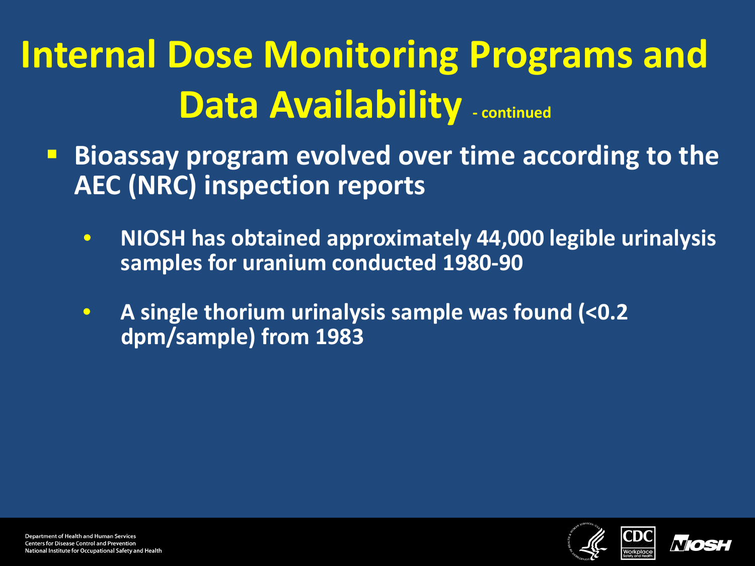# Internal Dose Monitoring Programs and Data Availability - continued

- **Bioassay program evolved over time according to the AEC (NRC) inspection reports**
  - **NIOSH has obtained approximately 44,000 legible urinalysis samples for uranium conducted 1980-90**
  - **A single thorium urinalysis sample was found (<0.2 dpm/sample) from 1983**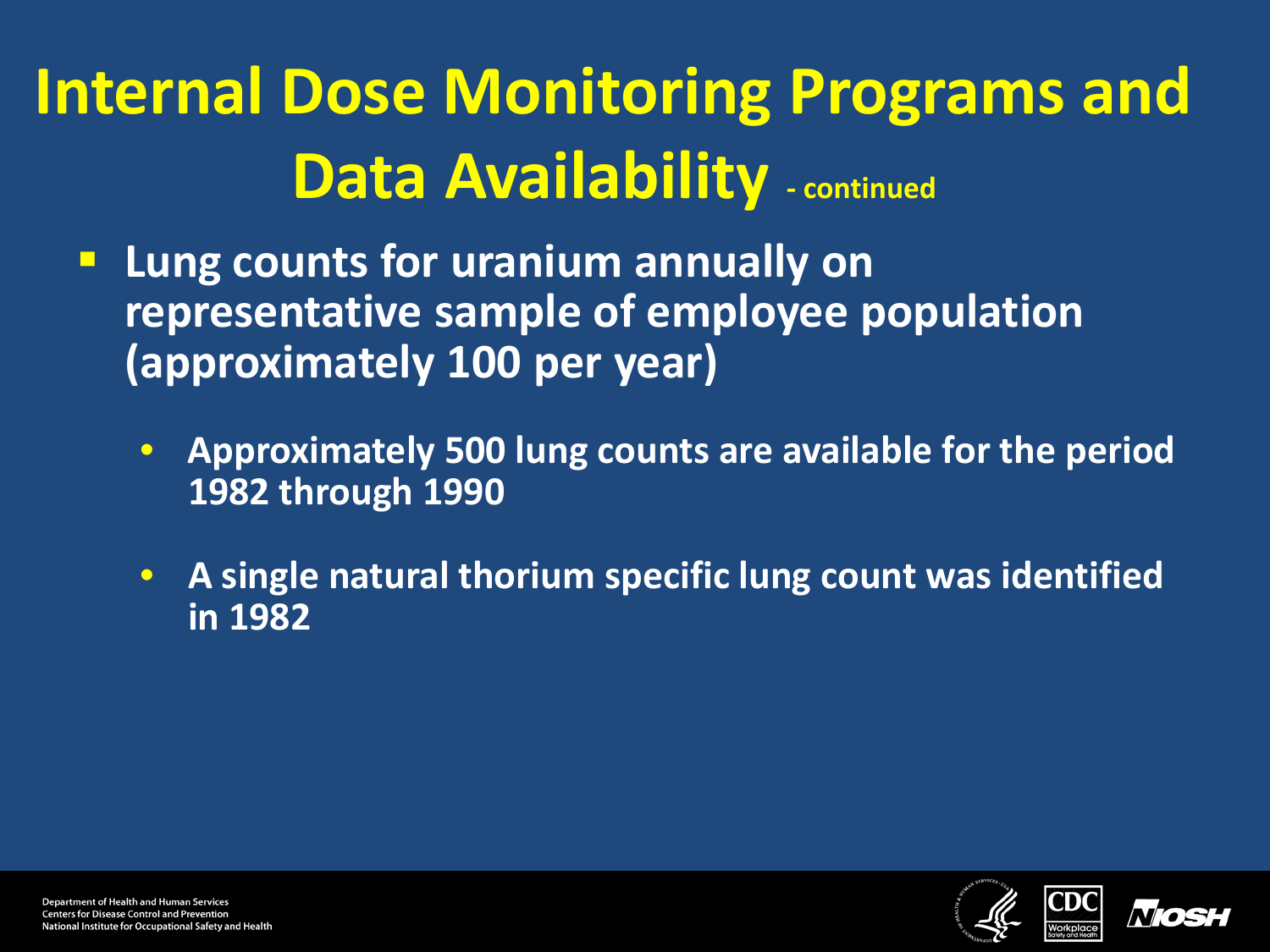# Internal Dose Monitoring Programs and Data Availability - continued

- **Lung counts for uranium annually on representative sample of employee population (approximately 100 per year)**
  - **Approximately 500 lung counts are available for the period 1982 through 1990**
  - **A single natural thorium specific lung count was identified in 1982**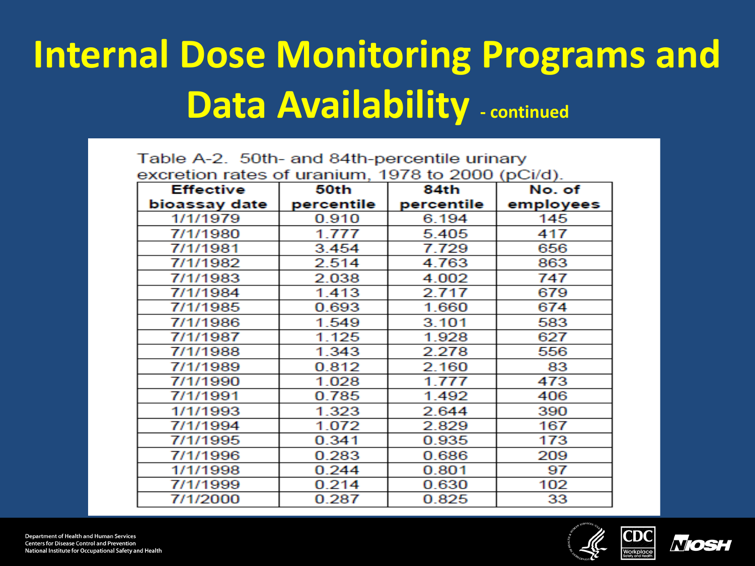# Internal Dose Monitoring Programs and Data Availability - continued

Table A-2. 50th- and 84th-percentile urinary excretion rates of uranium, 1978 to 2000 (pCi/d).

| Effective bioassay date | 50th percentile | 84th percentile | No. of employees |
|---|---|---|---|
| 1/1/1979 | 0.910 | 6.194 | 145 |
| 7/1/1980 | 1.777 | 5.405 | 417 |
| 7/1/1981 | 3.454 | 7.729 | 656 |
| 7/1/1982 | 2.514 | 4.763 | 863 |
| 7/1/1983 | 2.038 | 4.002 | 747 |
| 7/1/1984 | 1.413 | 2.717 | 679 |
| 7/1/1985 | 0.693 | 1.660 | 674 |
| 7/1/1986 | 1.549 | 3.101 | 583 |
| 7/1/1987 | 1.125 | 1.928 | 627 |
| 7/1/1988 | 1.343 | 2.278 | 556 |
| 7/1/1989 | 0.812 | 2.160 | 83 |
| 7/1/1990 | 1.028 | 1.777 | 473 |
| 7/1/1991 | 0.785 | 1.492 | 406 |
| 1/1/1993 | 1.323 | 2.644 | 390 |
| 7/1/1994 | 1.072 | 2.829 | 167 |
| 7/1/1995 | 0.341 | 0.935 | 173 |
| 7/1/1996 | 0.283 | 0.686 | 209 |
| 1/1/1998 | 0.244 | 0.801 | 97 |
| 7/1/1999 | 0.214 | 0.630 | 102 |
| 7/1/2000 | 0.287 | 0.825 | 33 |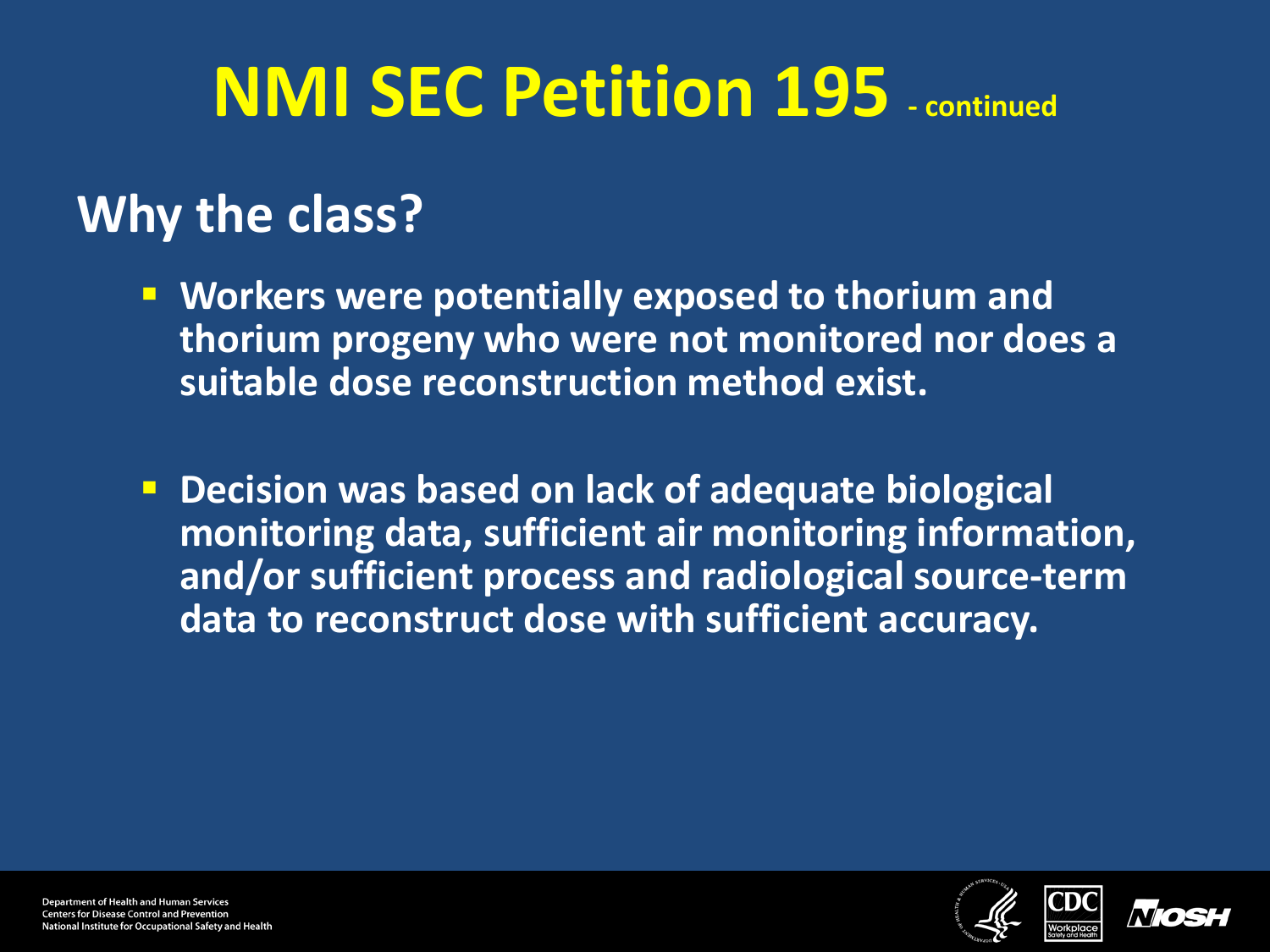# NMI SEC Petition 195 - continued

## Why the class?

- Workers were potentially exposed to thorium and thorium progeny who were not monitored nor does a suitable dose reconstruction method exist.

- Decision was based on lack of adequate biological monitoring data, sufficient air monitoring information, and/or sufficient process and radiological source-term data to reconstruct dose with sufficient accuracy.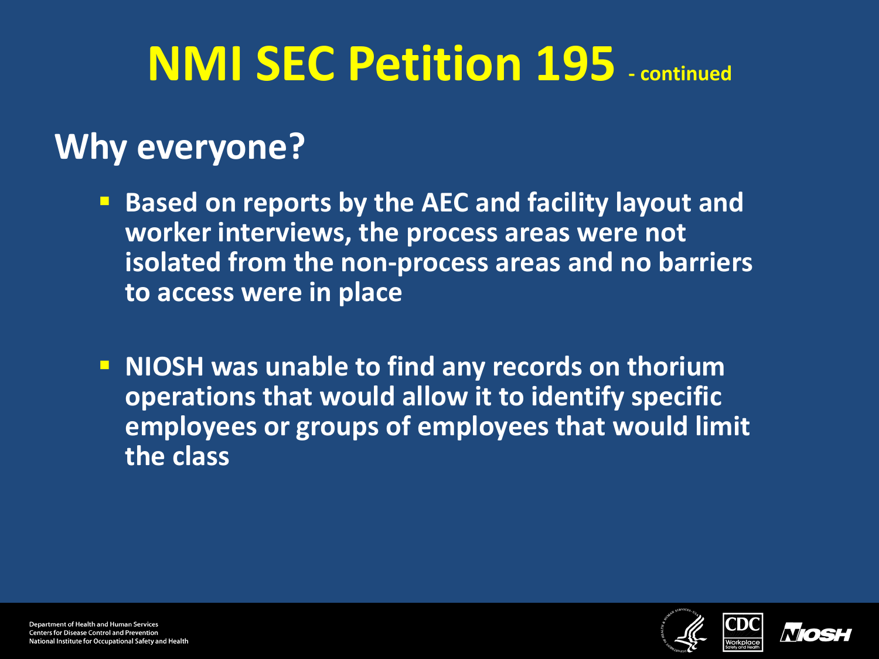# NMI SEC Petition 195 - continued

## Why everyone?

- Based on reports by the AEC and facility layout and worker interviews, the process areas were not isolated from the non-process areas and no barriers to access were in place

- NIOSH was unable to find any records on thorium operations that would allow it to identify specific employees or groups of employees that would limit the class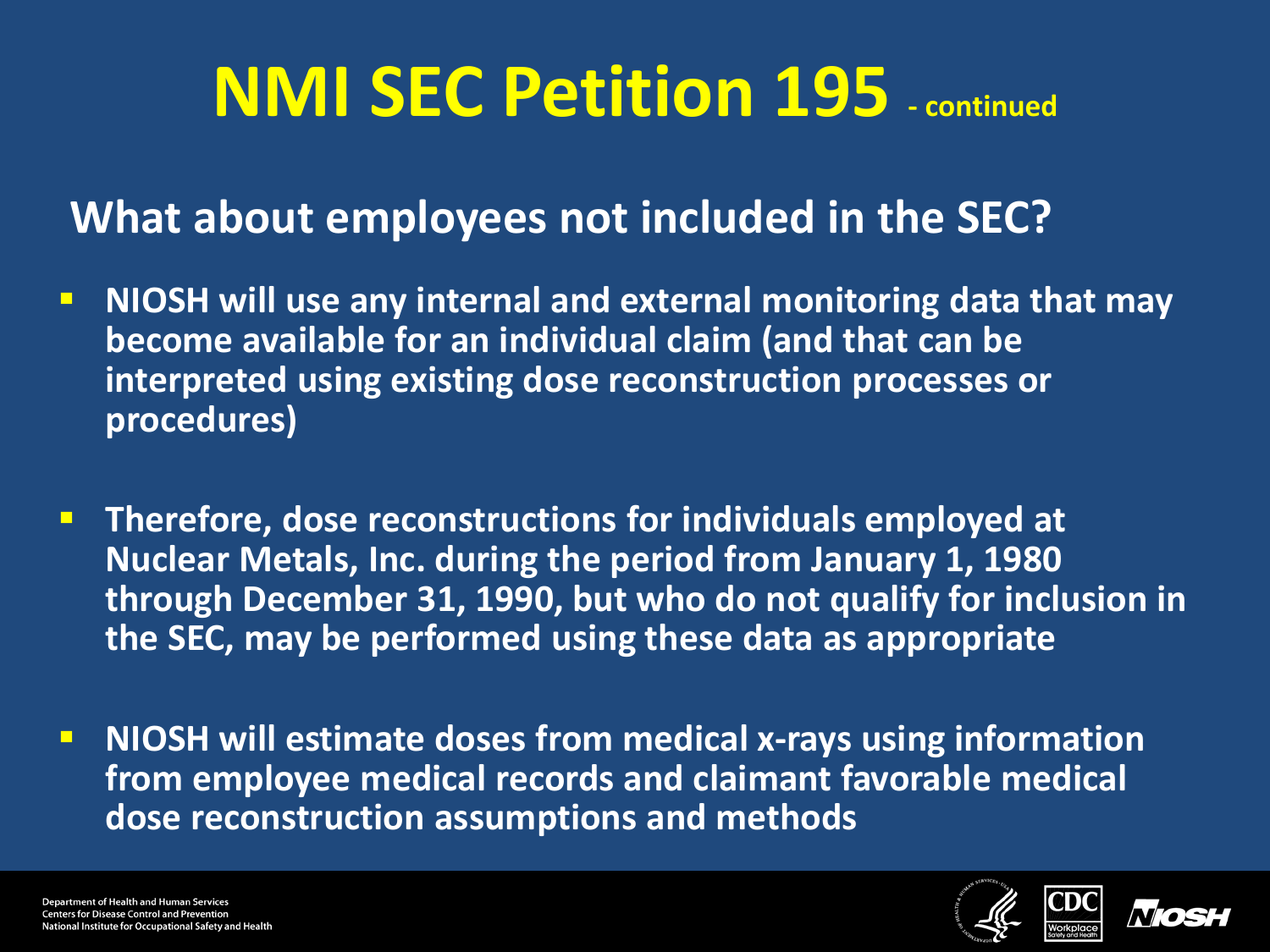# NMI SEC Petition 195 - continued

## What about employees not included in the SEC?

- NIOSH will use any internal and external monitoring data that may become available for an individual claim (and that can be interpreted using existing dose reconstruction processes or procedures)
- Therefore, dose reconstructions for individuals employed at Nuclear Metals, Inc. during the period from January 1, 1980 through December 31, 1990, but who do not qualify for inclusion in the SEC, may be performed using these data as appropriate
- NIOSH will estimate doses from medical x-rays using information from employee medical records and claimant favorable medical dose reconstruction assumptions and methods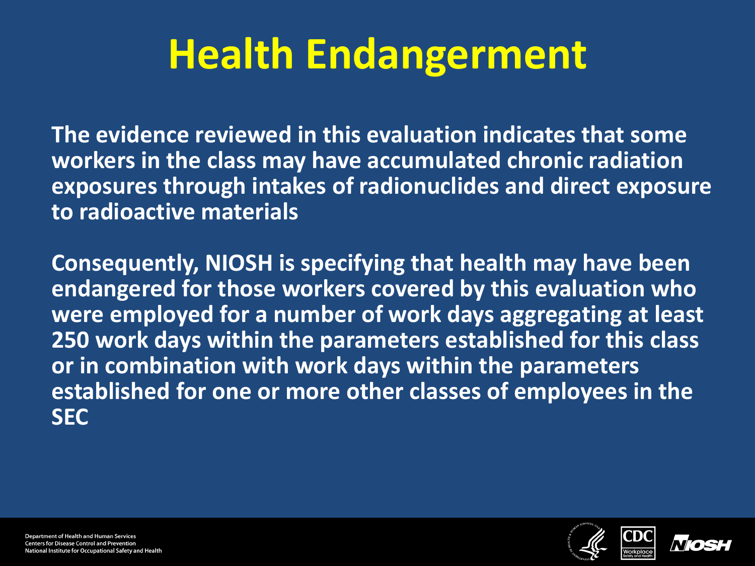# Health Endangerment

**The evidence reviewed in this evaluation indicates that some workers in the class may have accumulated chronic radiation exposures through intakes of radionuclides and direct exposure to radioactive materials**

**Consequently, NIOSH is specifying that health may have been endangered for those workers covered by this evaluation who were employed for a number of work days aggregating at least 250 work days within the parameters established for this class or in combination with work days within the parameters established for one or more other classes of employees in the SEC**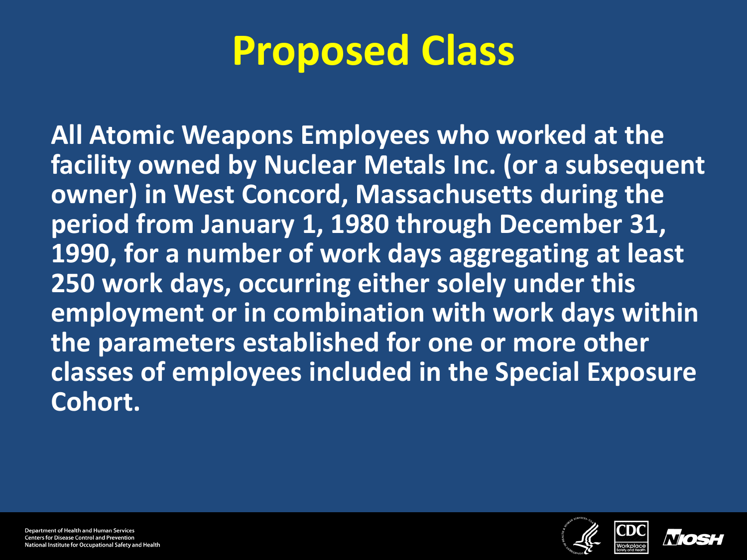# Proposed Class

**All Atomic Weapons Employees who worked at the facility owned by Nuclear Metals Inc. (or a subsequent owner) in West Concord, Massachusetts during the period from January 1, 1980 through December 31, 1990, for a number of work days aggregating at least 250 work days, occurring either solely under this employment or in combination with work days within the parameters established for one or more other classes of employees included in the Special Exposure Cohort.**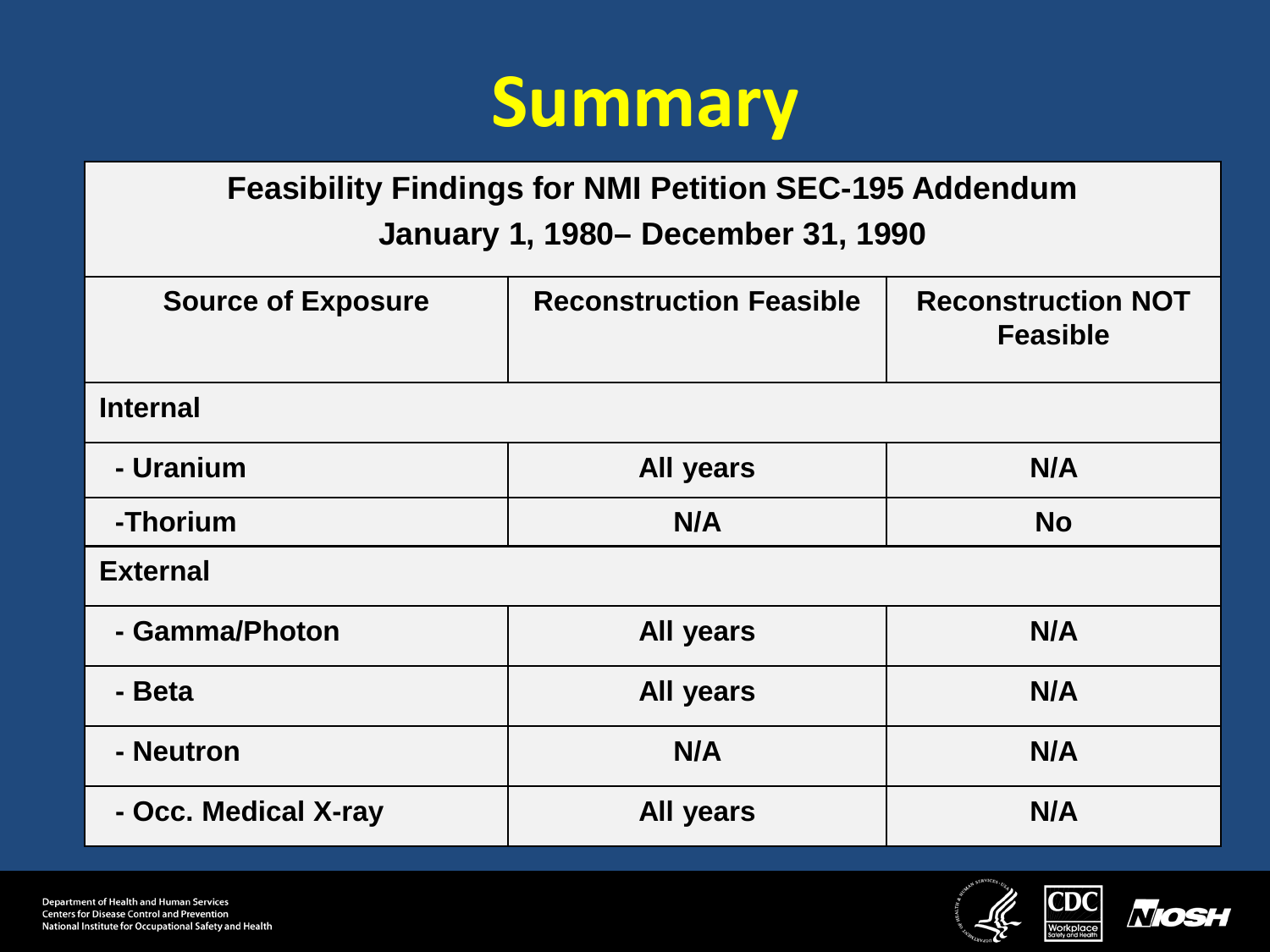# Summary

| Feasibility Findings for NMI Petition SEC-195 Addendum<br>January 1, 1980– December 31, 1990 | | |
|---|---|---|
| **Source of Exposure** | **Reconstruction Feasible** | **Reconstruction NOT Feasible** |
| **Internal** | | |
| **- Uranium** | **All years** | **N/A** |
| **-Thorium** | **N/A** | **No** |
| **External** | | |
| **- Gamma/Photon** | **All years** | **N/A** |
| **- Beta** | **All years** | **N/A** |
| **- Neutron** | **N/A** | **N/A** |
| **- Occ. Medical X-ray** | **All years** | **N/A** |